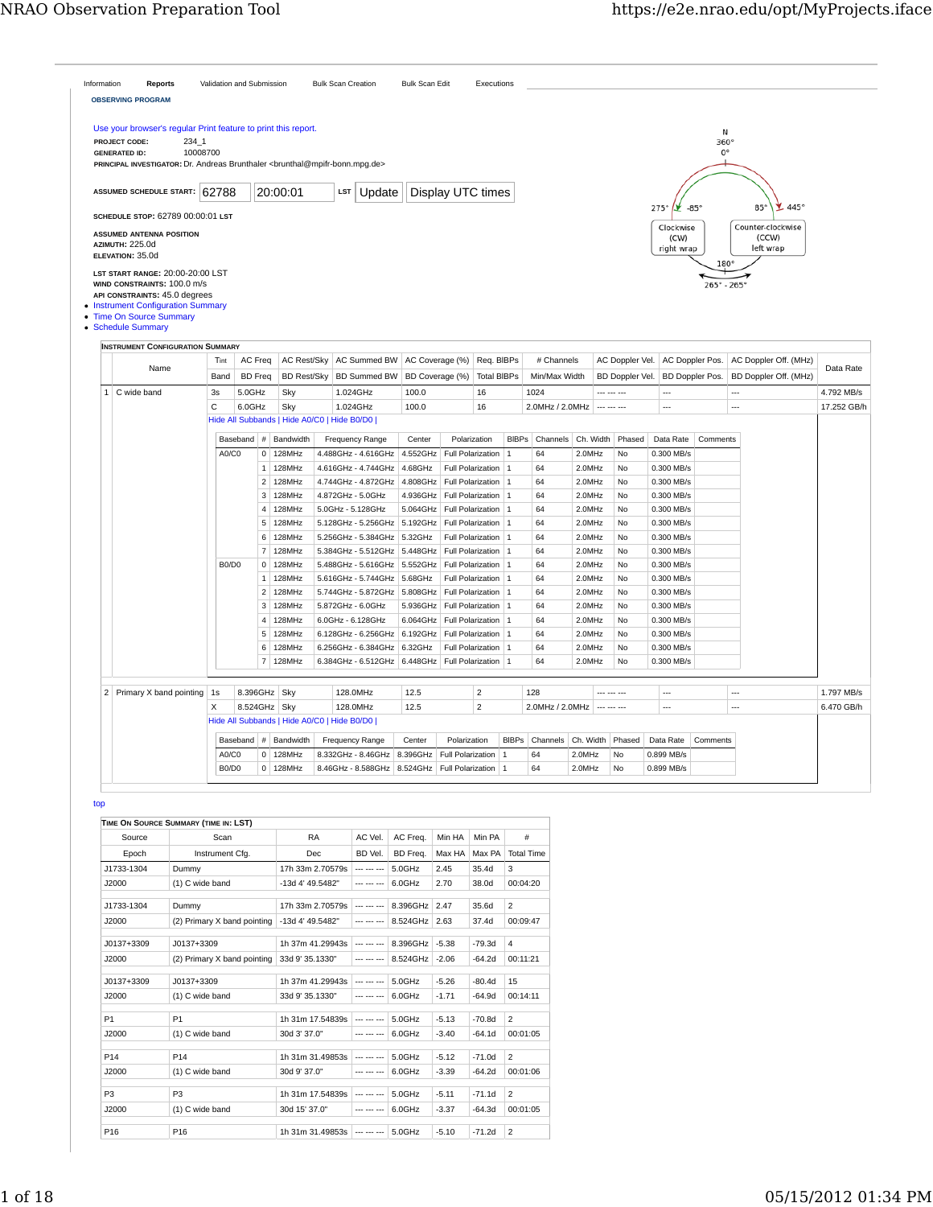Information | **Reports** | Validation and Submission | Bulk Scan Creation | Bulk Scan Edit | Executions

**OBSERVING PROGRAM**

Use your browser's regular Print feature to print this report.

**PROJECT CODE:** 234_1
**GENERATED ID:** 10008700
**PRINCIPAL INVESTIGATOR:** Dr. Andreas Brunthaler <brunthal@mpifr-bonn.mpg.de>

**ASSUMED SCHEDULE START:** 62788 20:00:01 LST [Update] [Display UTC times]

**SCHEDULE STOP:** 62789 00:00:01 LST

**ASSUMED ANTENNA POSITION**
**AZIMUTH:** 225.0d
**ELEVATION:** 35.0d

**LST START RANGE:** 20:00-20:00 LST
**WIND CONSTRAINTS:** 100.0 m/s
**API CONSTRAINTS:** 45.0 degrees

N 360° 0°; 275° -85°; 85° 445°; Clockwise (CW) right wrap; Counter-clockwise (CCW) left wrap; 180°; 265° - 265°

- Instrument Configuration Summary
- Time On Source Summary
- Schedule Summary

**INSTRUMENT CONFIGURATION SUMMARY**

| # | Name | Tint / Band | AC Freq / BD Freq | AC Rest/Sky / BD Rest/Sky | AC Summed BW / BD Summed BW | AC Coverage (%) / BD Coverage (%) | Req. BlBPs / Total BlBPs | # Channels / Min/Max Width | AC Doppler Vel. / BD Doppler Vel. | AC Doppler Pos. / BD Doppler Pos. | AC Doppler Off. (MHz) / BD Doppler Off. (MHz) | Data Rate |
|---|---|---|---|---|---|---|---|---|---|---|---|---|
| 1 | C wide band | 3s | 5.0GHz | Sky | 1.024GHz | 100.0 | 16 | 1024 | --- --- --- | --- | --- | 4.792 MB/s |
| | | C | 6.0GHz | Sky | 1.024GHz | 100.0 | 16 | 2.0MHz / 2.0MHz | --- --- --- | --- | --- | 17.252 GB/h |

Hide All Subbands | Hide A0/C0 | Hide B0/D0 |

| Baseband | # | Bandwidth | Frequency Range | Center | Polarization | BlBPs | Channels | Ch. Width | Phased | Data Rate | Comments |
|---|---|---|---|---|---|---|---|---|---|---|---|
| A0/C0 | 0 | 128MHz | 4.488GHz - 4.616GHz | 4.552GHz | Full Polarization | 1 | 64 | 2.0MHz | No | 0.300 MB/s | |
| | 1 | 128MHz | 4.616GHz - 4.744GHz | 4.68GHz | Full Polarization | 1 | 64 | 2.0MHz | No | 0.300 MB/s | |
| | 2 | 128MHz | 4.744GHz - 4.872GHz | 4.808GHz | Full Polarization | 1 | 64 | 2.0MHz | No | 0.300 MB/s | |
| | 3 | 128MHz | 4.872GHz - 5.0GHz | 4.936GHz | Full Polarization | 1 | 64 | 2.0MHz | No | 0.300 MB/s | |
| | 4 | 128MHz | 5.0GHz - 5.128GHz | 5.064GHz | Full Polarization | 1 | 64 | 2.0MHz | No | 0.300 MB/s | |
| | 5 | 128MHz | 5.128GHz - 5.256GHz | 5.192GHz | Full Polarization | 1 | 64 | 2.0MHz | No | 0.300 MB/s | |
| | 6 | 128MHz | 5.256GHz - 5.384GHz | 5.32GHz | Full Polarization | 1 | 64 | 2.0MHz | No | 0.300 MB/s | |
| | 7 | 128MHz | 5.384GHz - 5.512GHz | 5.448GHz | Full Polarization | 1 | 64 | 2.0MHz | No | 0.300 MB/s | |
| B0/D0 | 0 | 128MHz | 5.488GHz - 5.616GHz | 5.552GHz | Full Polarization | 1 | 64 | 2.0MHz | No | 0.300 MB/s | |
| | 1 | 128MHz | 5.616GHz - 5.744GHz | 5.68GHz | Full Polarization | 1 | 64 | 2.0MHz | No | 0.300 MB/s | |
| | 2 | 128MHz | 5.744GHz - 5.872GHz | 5.808GHz | Full Polarization | 1 | 64 | 2.0MHz | No | 0.300 MB/s | |
| | 3 | 128MHz | 5.872GHz - 6.0GHz | 5.936GHz | Full Polarization | 1 | 64 | 2.0MHz | No | 0.300 MB/s | |
| | 4 | 128MHz | 6.0GHz - 6.128GHz | 6.064GHz | Full Polarization | 1 | 64 | 2.0MHz | No | 0.300 MB/s | |
| | 5 | 128MHz | 6.128GHz - 6.256GHz | 6.192GHz | Full Polarization | 1 | 64 | 2.0MHz | No | 0.300 MB/s | |
| | 6 | 128MHz | 6.256GHz - 6.384GHz | 6.32GHz | Full Polarization | 1 | 64 | 2.0MHz | No | 0.300 MB/s | |
| | 7 | 128MHz | 6.384GHz - 6.512GHz | 6.448GHz | Full Polarization | 1 | 64 | 2.0MHz | No | 0.300 MB/s | |

| # | Name | Tint / Band | AC Freq / BD Freq | AC Rest/Sky / BD Rest/Sky | AC Summed BW / BD Summed BW | AC Coverage (%) / BD Coverage (%) | Req. BlBPs / Total BlBPs | # Channels / Min/Max Width | AC Doppler Vel. / BD Doppler Vel. | AC Doppler Pos. / BD Doppler Pos. | AC Doppler Off. (MHz) / BD Doppler Off. (MHz) | Data Rate |
|---|---|---|---|---|---|---|---|---|---|---|---|---|
| 2 | Primary X band pointing | 1s | 8.396GHz | Sky | 128.0MHz | 12.5 | 2 | 128 | --- --- --- | --- | --- | 1.797 MB/s |
| | | X | 8.524GHz | Sky | 128.0MHz | 12.5 | 2 | 2.0MHz / 2.0MHz | --- --- --- | --- | --- | 6.470 GB/h |

Hide All Subbands | Hide A0/C0 | Hide B0/D0 |

| Baseband | # | Bandwidth | Frequency Range | Center | Polarization | BlBPs | Channels | Ch. Width | Phased | Data Rate | Comments |
|---|---|---|---|---|---|---|---|---|---|---|---|
| A0/C0 | 0 | 128MHz | 8.332GHz - 8.46GHz | 8.396GHz | Full Polarization | 1 | 64 | 2.0MHz | No | 0.899 MB/s | |
| B0/D0 | 0 | 128MHz | 8.46GHz - 8.588GHz | 8.524GHz | Full Polarization | 1 | 64 | 2.0MHz | No | 0.899 MB/s | |

top

**TIME ON SOURCE SUMMARY (TIME IN: LST)**

| Source / Epoch | Scan / Instrument Cfg. | RA / Dec | AC Vel. / BD Vel. | AC Freq. / BD Freq. | Min HA / Max HA | Min PA / Max PA | # / Total Time |
|---|---|---|---|---|---|---|---|
| J1733-1304 | Dummy | 17h 33m 2.70579s | --- --- --- | 5.0GHz | 2.45 | 35.4d | 3 |
| J2000 | (1) C wide band | -13d 4' 49.5482" | --- --- --- | 6.0GHz | 2.70 | 38.0d | 00:04:20 |
| J1733-1304 | Dummy | 17h 33m 2.70579s | --- --- --- | 8.396GHz | 2.47 | 35.6d | 2 |
| J2000 | (2) Primary X band pointing | -13d 4' 49.5482" | --- --- --- | 8.524GHz | 2.63 | 37.4d | 00:09:47 |
| J0137+3309 | J0137+3309 | 1h 37m 41.29943s | --- --- --- | 8.396GHz | -5.38 | -79.3d | 4 |
| J2000 | (2) Primary X band pointing | 33d 9' 35.1330" | --- --- --- | 8.524GHz | -2.06 | -64.2d | 00:11:21 |
| J0137+3309 | J0137+3309 | 1h 37m 41.29943s | --- --- --- | 5.0GHz | -5.26 | -80.4d | 15 |
| J2000 | (1) C wide band | 33d 9' 35.1330" | --- --- --- | 6.0GHz | -1.71 | -64.9d | 00:14:11 |
| P1 | P1 | 1h 31m 17.54839s | --- --- --- | 5.0GHz | -5.13 | -70.8d | 2 |
| J2000 | (1) C wide band | 30d 3' 37.0" | --- --- --- | 6.0GHz | -3.40 | -64.1d | 00:01:05 |
| P14 | P14 | 1h 31m 31.49853s | --- --- --- | 5.0GHz | -5.12 | -71.0d | 2 |
| J2000 | (1) C wide band | 30d 9' 37.0" | --- --- --- | 6.0GHz | -3.39 | -64.2d | 00:01:06 |
| P3 | P3 | 1h 31m 17.54839s | --- --- --- | 5.0GHz | -5.11 | -71.1d | 2 |
| J2000 | (1) C wide band | 30d 15' 37.0" | --- --- --- | 6.0GHz | -3.37 | -64.3d | 00:01:05 |
| P16 | P16 | 1h 31m 31.49853s | --- --- --- | 5.0GHz | -5.10 | -71.2d | 2 |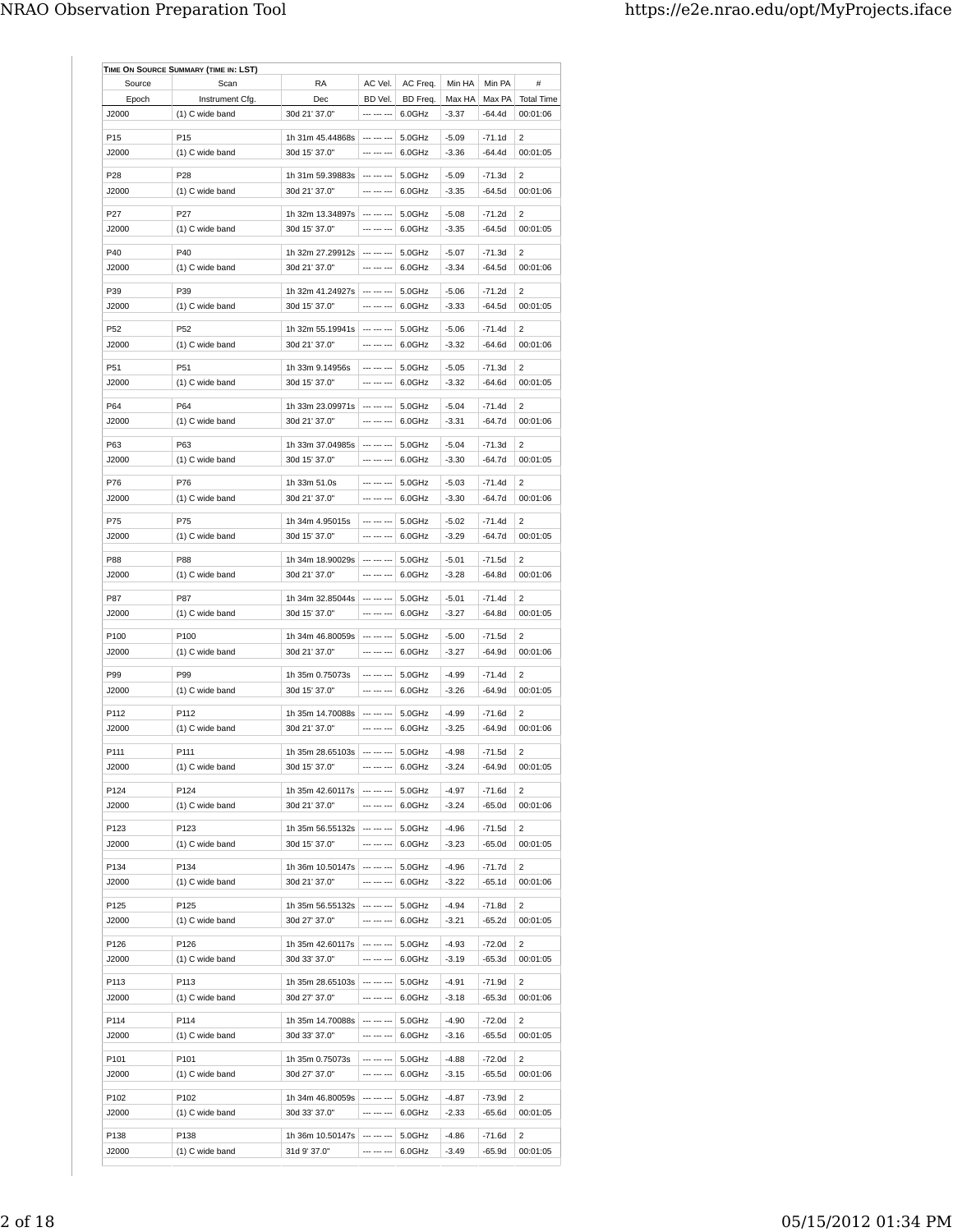| **TIME ON SOURCE SUMMARY (TIME IN: LST)** | | | | | | | | |
|---|---|---|---|---|---|---|---|---|
| Source | Scan | RA | AC Vel. | AC Freq. | Min HA | Min PA | # |
| Epoch | Instrument Cfg. | Dec | BD Vel. | BD Freq. | Max HA | Max PA | Total Time |
| J2000 | (1) C wide band | 30d 21' 37.0" | --- --- --- | 6.0GHz | -3.37 | -64.4d | 00:01:06 |
| P15 | P15 | 1h 31m 45.44868s | --- --- --- | 5.0GHz | -5.09 | -71.1d | 2 |
| J2000 | (1) C wide band | 30d 15' 37.0" | --- --- --- | 6.0GHz | -3.36 | -64.4d | 00:01:05 |
| P28 | P28 | 1h 31m 59.39883s | --- --- --- | 5.0GHz | -5.09 | -71.3d | 2 |
| J2000 | (1) C wide band | 30d 21' 37.0" | --- --- --- | 6.0GHz | -3.35 | -64.5d | 00:01:06 |
| P27 | P27 | 1h 32m 13.34897s | --- --- --- | 5.0GHz | -5.08 | -71.2d | 2 |
| J2000 | (1) C wide band | 30d 15' 37.0" | --- --- --- | 6.0GHz | -3.35 | -64.5d | 00:01:05 |
| P40 | P40 | 1h 32m 27.29912s | --- --- --- | 5.0GHz | -5.07 | -71.3d | 2 |
| J2000 | (1) C wide band | 30d 21' 37.0" | --- --- --- | 6.0GHz | -3.34 | -64.5d | 00:01:06 |
| P39 | P39 | 1h 32m 41.24927s | --- --- --- | 5.0GHz | -5.06 | -71.2d | 2 |
| J2000 | (1) C wide band | 30d 15' 37.0" | --- --- --- | 6.0GHz | -3.33 | -64.5d | 00:01:05 |
| P52 | P52 | 1h 32m 55.19941s | --- --- --- | 5.0GHz | -5.06 | -71.4d | 2 |
| J2000 | (1) C wide band | 30d 21' 37.0" | --- --- --- | 6.0GHz | -3.32 | -64.6d | 00:01:06 |
| P51 | P51 | 1h 33m 9.14956s | --- --- --- | 5.0GHz | -5.05 | -71.3d | 2 |
| J2000 | (1) C wide band | 30d 15' 37.0" | --- --- --- | 6.0GHz | -3.32 | -64.6d | 00:01:05 |
| P64 | P64 | 1h 33m 23.09971s | --- --- --- | 5.0GHz | -5.04 | -71.4d | 2 |
| J2000 | (1) C wide band | 30d 21' 37.0" | --- --- --- | 6.0GHz | -3.31 | -64.7d | 00:01:06 |
| P63 | P63 | 1h 33m 37.04985s | --- --- --- | 5.0GHz | -5.04 | -71.3d | 2 |
| J2000 | (1) C wide band | 30d 15' 37.0" | --- --- --- | 6.0GHz | -3.30 | -64.7d | 00:01:05 |
| P76 | P76 | 1h 33m 51.0s | --- --- --- | 5.0GHz | -5.03 | -71.4d | 2 |
| J2000 | (1) C wide band | 30d 21' 37.0" | --- --- --- | 6.0GHz | -3.30 | -64.7d | 00:01:06 |
| P75 | P75 | 1h 34m 4.95015s | --- --- --- | 5.0GHz | -5.02 | -71.4d | 2 |
| J2000 | (1) C wide band | 30d 15' 37.0" | --- --- --- | 6.0GHz | -3.29 | -64.7d | 00:01:05 |
| P88 | P88 | 1h 34m 18.90029s | --- --- --- | 5.0GHz | -5.01 | -71.5d | 2 |
| J2000 | (1) C wide band | 30d 21' 37.0" | --- --- --- | 6.0GHz | -3.28 | -64.8d | 00:01:06 |
| P87 | P87 | 1h 34m 32.85044s | --- --- --- | 5.0GHz | -5.01 | -71.4d | 2 |
| J2000 | (1) C wide band | 30d 15' 37.0" | --- --- --- | 6.0GHz | -3.27 | -64.8d | 00:01:05 |
| P100 | P100 | 1h 34m 46.80059s | --- --- --- | 5.0GHz | -5.00 | -71.5d | 2 |
| J2000 | (1) C wide band | 30d 21' 37.0" | --- --- --- | 6.0GHz | -3.27 | -64.9d | 00:01:06 |
| P99 | P99 | 1h 35m 0.75073s | --- --- --- | 5.0GHz | -4.99 | -71.4d | 2 |
| J2000 | (1) C wide band | 30d 15' 37.0" | --- --- --- | 6.0GHz | -3.26 | -64.9d | 00:01:05 |
| P112 | P112 | 1h 35m 14.70088s | --- --- --- | 5.0GHz | -4.99 | -71.6d | 2 |
| J2000 | (1) C wide band | 30d 21' 37.0" | --- --- --- | 6.0GHz | -3.25 | -64.9d | 00:01:06 |
| P111 | P111 | 1h 35m 28.65103s | --- --- --- | 5.0GHz | -4.98 | -71.5d | 2 |
| J2000 | (1) C wide band | 30d 15' 37.0" | --- --- --- | 6.0GHz | -3.24 | -64.9d | 00:01:05 |
| P124 | P124 | 1h 35m 42.60117s | --- --- --- | 5.0GHz | -4.97 | -71.6d | 2 |
| J2000 | (1) C wide band | 30d 21' 37.0" | --- --- --- | 6.0GHz | -3.24 | -65.0d | 00:01:06 |
| P123 | P123 | 1h 35m 56.55132s | --- --- --- | 5.0GHz | -4.96 | -71.5d | 2 |
| J2000 | (1) C wide band | 30d 15' 37.0" | --- --- --- | 6.0GHz | -3.23 | -65.0d | 00:01:05 |
| P134 | P134 | 1h 36m 10.50147s | --- --- --- | 5.0GHz | -4.96 | -71.7d | 2 |
| J2000 | (1) C wide band | 30d 21' 37.0" | --- --- --- | 6.0GHz | -3.22 | -65.1d | 00:01:06 |
| P125 | P125 | 1h 35m 56.55132s | --- --- --- | 5.0GHz | -4.94 | -71.8d | 2 |
| J2000 | (1) C wide band | 30d 27' 37.0" | --- --- --- | 6.0GHz | -3.21 | -65.2d | 00:01:05 |
| P126 | P126 | 1h 35m 42.60117s | --- --- --- | 5.0GHz | -4.93 | -72.0d | 2 |
| J2000 | (1) C wide band | 30d 33' 37.0" | --- --- --- | 6.0GHz | -3.19 | -65.3d | 00:01:05 |
| P113 | P113 | 1h 35m 28.65103s | --- --- --- | 5.0GHz | -4.91 | -71.9d | 2 |
| J2000 | (1) C wide band | 30d 27' 37.0" | --- --- --- | 6.0GHz | -3.18 | -65.3d | 00:01:06 |
| P114 | P114 | 1h 35m 14.70088s | --- --- --- | 5.0GHz | -4.90 | -72.0d | 2 |
| J2000 | (1) C wide band | 30d 33' 37.0" | --- --- --- | 6.0GHz | -3.16 | -65.5d | 00:01:05 |
| P101 | P101 | 1h 35m 0.75073s | --- --- --- | 5.0GHz | -4.88 | -72.0d | 2 |
| J2000 | (1) C wide band | 30d 27' 37.0" | --- --- --- | 6.0GHz | -3.15 | -65.5d | 00:01:06 |
| P102 | P102 | 1h 34m 46.80059s | --- --- --- | 5.0GHz | -4.87 | -73.9d | 2 |
| J2000 | (1) C wide band | 30d 33' 37.0" | --- --- --- | 6.0GHz | -2.33 | -65.6d | 00:01:05 |
| P138 | P138 | 1h 36m 10.50147s | --- --- --- | 5.0GHz | -4.86 | -71.6d | 2 |
| J2000 | (1) C wide band | 31d 9' 37.0" | --- --- --- | 6.0GHz | -3.49 | -65.9d | 00:01:05 |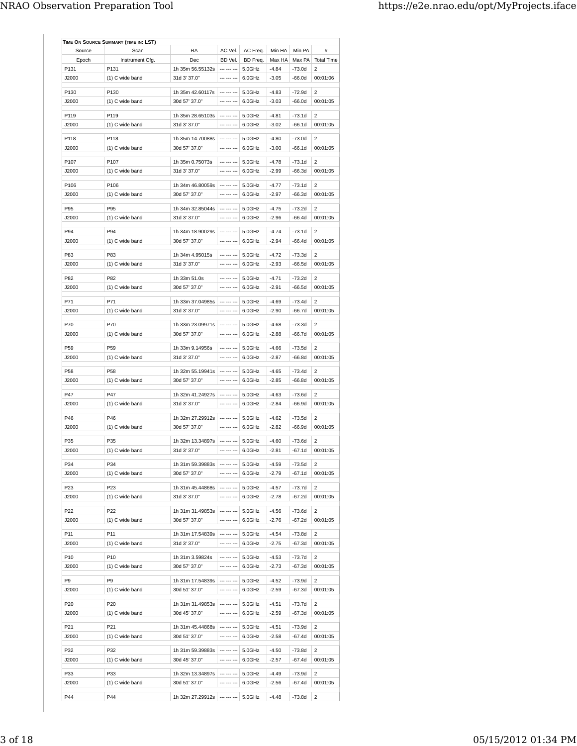**Time On Source Summary (time in: LST)**

| Source | Scan | RA | AC Vel. | AC Freq. | Min HA | Min PA | # |
|---|---|---|---|---|---|---|---|
| Epoch | Instrument Cfg. | Dec | BD Vel. | BD Freq. | Max HA | Max PA | Total Time |
| P131 | P131 | 1h 35m 56.55132s | --- --- --- | 5.0GHz | -4.84 | -73.0d | 2 |
| J2000 | (1) C wide band | 31d 3' 37.0" | --- --- --- | 6.0GHz | -3.05 | -66.0d | 00:01:06 |
| P130 | P130 | 1h 35m 42.60117s | --- --- --- | 5.0GHz | -4.83 | -72.9d | 2 |
| J2000 | (1) C wide band | 30d 57' 37.0" | --- --- --- | 6.0GHz | -3.03 | -66.0d | 00:01:05 |
| P119 | P119 | 1h 35m 28.65103s | --- --- --- | 5.0GHz | -4.81 | -73.1d | 2 |
| J2000 | (1) C wide band | 31d 3' 37.0" | --- --- --- | 6.0GHz | -3.02 | -66.1d | 00:01:05 |
| P118 | P118 | 1h 35m 14.70088s | --- --- --- | 5.0GHz | -4.80 | -73.0d | 2 |
| J2000 | (1) C wide band | 30d 57' 37.0" | --- --- --- | 6.0GHz | -3.00 | -66.1d | 00:01:05 |
| P107 | P107 | 1h 35m 0.75073s | --- --- --- | 5.0GHz | -4.78 | -73.1d | 2 |
| J2000 | (1) C wide band | 31d 3' 37.0" | --- --- --- | 6.0GHz | -2.99 | -66.3d | 00:01:05 |
| P106 | P106 | 1h 34m 46.80059s | --- --- --- | 5.0GHz | -4.77 | -73.1d | 2 |
| J2000 | (1) C wide band | 30d 57' 37.0" | --- --- --- | 6.0GHz | -2.97 | -66.3d | 00:01:05 |
| P95 | P95 | 1h 34m 32.85044s | --- --- --- | 5.0GHz | -4.75 | -73.2d | 2 |
| J2000 | (1) C wide band | 31d 3' 37.0" | --- --- --- | 6.0GHz | -2.96 | -66.4d | 00:01:05 |
| P94 | P94 | 1h 34m 18.90029s | --- --- --- | 5.0GHz | -4.74 | -73.1d | 2 |
| J2000 | (1) C wide band | 30d 57' 37.0" | --- --- --- | 6.0GHz | -2.94 | -66.4d | 00:01:05 |
| P83 | P83 | 1h 34m 4.95015s | --- --- --- | 5.0GHz | -4.72 | -73.3d | 2 |
| J2000 | (1) C wide band | 31d 3' 37.0" | --- --- --- | 6.0GHz | -2.93 | -66.5d | 00:01:05 |
| P82 | P82 | 1h 33m 51.0s | --- --- --- | 5.0GHz | -4.71 | -73.2d | 2 |
| J2000 | (1) C wide band | 30d 57' 37.0" | --- --- --- | 6.0GHz | -2.91 | -66.5d | 00:01:05 |
| P71 | P71 | 1h 33m 37.04985s | --- --- --- | 5.0GHz | -4.69 | -73.4d | 2 |
| J2000 | (1) C wide band | 31d 3' 37.0" | --- --- --- | 6.0GHz | -2.90 | -66.7d | 00:01:05 |
| P70 | P70 | 1h 33m 23.09971s | --- --- --- | 5.0GHz | -4.68 | -73.3d | 2 |
| J2000 | (1) C wide band | 30d 57' 37.0" | --- --- --- | 6.0GHz | -2.88 | -66.7d | 00:01:05 |
| P59 | P59 | 1h 33m 9.14956s | --- --- --- | 5.0GHz | -4.66 | -73.5d | 2 |
| J2000 | (1) C wide band | 31d 3' 37.0" | --- --- --- | 6.0GHz | -2.87 | -66.8d | 00:01:05 |
| P58 | P58 | 1h 32m 55.19941s | --- --- --- | 5.0GHz | -4.65 | -73.4d | 2 |
| J2000 | (1) C wide band | 30d 57' 37.0" | --- --- --- | 6.0GHz | -2.85 | -66.8d | 00:01:05 |
| P47 | P47 | 1h 32m 41.24927s | --- --- --- | 5.0GHz | -4.63 | -73.6d | 2 |
| J2000 | (1) C wide band | 31d 3' 37.0" | --- --- --- | 6.0GHz | -2.84 | -66.9d | 00:01:05 |
| P46 | P46 | 1h 32m 27.29912s | --- --- --- | 5.0GHz | -4.62 | -73.5d | 2 |
| J2000 | (1) C wide band | 30d 57' 37.0" | --- --- --- | 6.0GHz | -2.82 | -66.9d | 00:01:05 |
| P35 | P35 | 1h 32m 13.34897s | --- --- --- | 5.0GHz | -4.60 | -73.6d | 2 |
| J2000 | (1) C wide band | 31d 3' 37.0" | --- --- --- | 6.0GHz | -2.81 | -67.1d | 00:01:05 |
| P34 | P34 | 1h 31m 59.39883s | --- --- --- | 5.0GHz | -4.59 | -73.5d | 2 |
| J2000 | (1) C wide band | 30d 57' 37.0" | --- --- --- | 6.0GHz | -2.79 | -67.1d | 00:01:05 |
| P23 | P23 | 1h 31m 45.44868s | --- --- --- | 5.0GHz | -4.57 | -73.7d | 2 |
| J2000 | (1) C wide band | 31d 3' 37.0" | --- --- --- | 6.0GHz | -2.78 | -67.2d | 00:01:05 |
| P22 | P22 | 1h 31m 31.49853s | --- --- --- | 5.0GHz | -4.56 | -73.6d | 2 |
| J2000 | (1) C wide band | 30d 57' 37.0" | --- --- --- | 6.0GHz | -2.76 | -67.2d | 00:01:05 |
| P11 | P11 | 1h 31m 17.54839s | --- --- --- | 5.0GHz | -4.54 | -73.8d | 2 |
| J2000 | (1) C wide band | 31d 3' 37.0" | --- --- --- | 6.0GHz | -2.75 | -67.3d | 00:01:05 |
| P10 | P10 | 1h 31m 3.59824s | --- --- --- | 5.0GHz | -4.53 | -73.7d | 2 |
| J2000 | (1) C wide band | 30d 57' 37.0" | --- --- --- | 6.0GHz | -2.73 | -67.3d | 00:01:05 |
| P9 | P9 | 1h 31m 17.54839s | --- --- --- | 5.0GHz | -4.52 | -73.9d | 2 |
| J2000 | (1) C wide band | 30d 51' 37.0" | --- --- --- | 6.0GHz | -2.59 | -67.3d | 00:01:05 |
| P20 | P20 | 1h 31m 31.49853s | --- --- --- | 5.0GHz | -4.51 | -73.7d | 2 |
| J2000 | (1) C wide band | 30d 45' 37.0" | --- --- --- | 6.0GHz | -2.59 | -67.3d | 00:01:05 |
| P21 | P21 | 1h 31m 45.44868s | --- --- --- | 5.0GHz | -4.51 | -73.9d | 2 |
| J2000 | (1) C wide band | 30d 51' 37.0" | --- --- --- | 6.0GHz | -2.58 | -67.4d | 00:01:05 |
| P32 | P32 | 1h 31m 59.39883s | --- --- --- | 5.0GHz | -4.50 | -73.8d | 2 |
| J2000 | (1) C wide band | 30d 45' 37.0" | --- --- --- | 6.0GHz | -2.57 | -67.4d | 00:01:05 |
| P33 | P33 | 1h 32m 13.34897s | --- --- --- | 5.0GHz | -4.49 | -73.9d | 2 |
| J2000 | (1) C wide band | 30d 51' 37.0" | --- --- --- | 6.0GHz | -2.56 | -67.4d | 00:01:05 |
| P44 | P44 | 1h 32m 27.29912s | --- --- --- | 5.0GHz | -4.48 | -73.8d | 2 |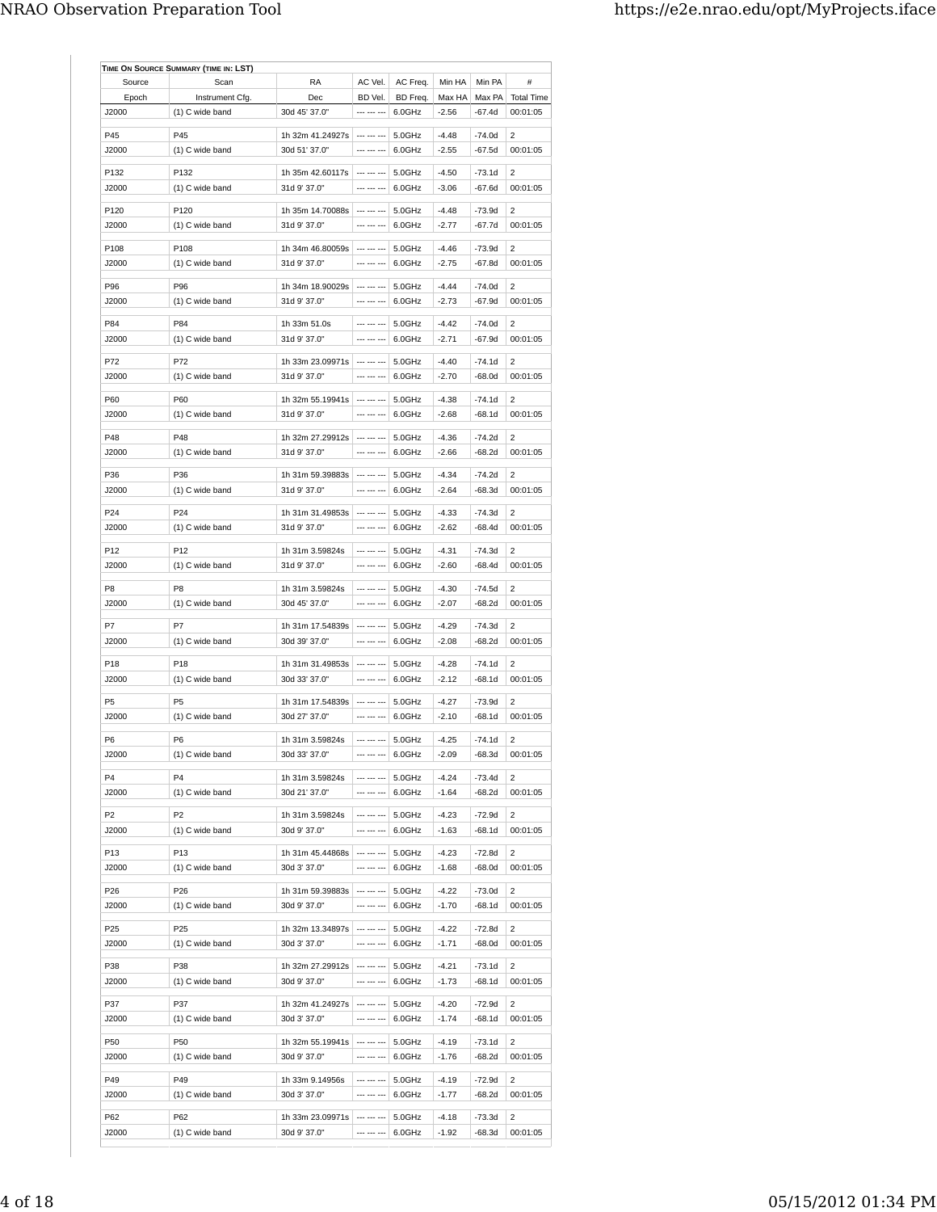| TIME ON SOURCE SUMMARY (TIME IN: LST) | | | | | | | |
|---|---|---|---|---|---|---|---|
| Source | Scan | RA | AC Vel. | AC Freq. | Min HA | Min PA | # |
| Epoch | Instrument Cfg. | Dec | BD Vel. | BD Freq. | Max HA | Max PA | Total Time |
| J2000 | (1) C wide band | 30d 45' 37.0" | --- --- --- | 6.0GHz | -2.56 | -67.4d | 00:01:05 |
| P45 | P45 | 1h 32m 41.24927s | --- --- --- | 5.0GHz | -4.48 | -74.0d | 2 |
| J2000 | (1) C wide band | 30d 51' 37.0" | --- --- --- | 6.0GHz | -2.55 | -67.5d | 00:01:05 |
| P132 | P132 | 1h 35m 42.60117s | --- --- --- | 5.0GHz | -4.50 | -73.1d | 2 |
| J2000 | (1) C wide band | 31d 9' 37.0" | --- --- --- | 6.0GHz | -3.06 | -67.6d | 00:01:05 |
| P120 | P120 | 1h 35m 14.70088s | --- --- --- | 5.0GHz | -4.48 | -73.9d | 2 |
| J2000 | (1) C wide band | 31d 9' 37.0" | --- --- --- | 6.0GHz | -2.77 | -67.7d | 00:01:05 |
| P108 | P108 | 1h 34m 46.80059s | --- --- --- | 5.0GHz | -4.46 | -73.9d | 2 |
| J2000 | (1) C wide band | 31d 9' 37.0" | --- --- --- | 6.0GHz | -2.75 | -67.8d | 00:01:05 |
| P96 | P96 | 1h 34m 18.90029s | --- --- --- | 5.0GHz | -4.44 | -74.0d | 2 |
| J2000 | (1) C wide band | 31d 9' 37.0" | --- --- --- | 6.0GHz | -2.73 | -67.9d | 00:01:05 |
| P84 | P84 | 1h 33m 51.0s | --- --- --- | 5.0GHz | -4.42 | -74.0d | 2 |
| J2000 | (1) C wide band | 31d 9' 37.0" | --- --- --- | 6.0GHz | -2.71 | -67.9d | 00:01:05 |
| P72 | P72 | 1h 33m 23.09971s | --- --- --- | 5.0GHz | -4.40 | -74.1d | 2 |
| J2000 | (1) C wide band | 31d 9' 37.0" | --- --- --- | 6.0GHz | -2.70 | -68.0d | 00:01:05 |
| P60 | P60 | 1h 32m 55.19941s | --- --- --- | 5.0GHz | -4.38 | -74.1d | 2 |
| J2000 | (1) C wide band | 31d 9' 37.0" | --- --- --- | 6.0GHz | -2.68 | -68.1d | 00:01:05 |
| P48 | P48 | 1h 32m 27.29912s | --- --- --- | 5.0GHz | -4.36 | -74.2d | 2 |
| J2000 | (1) C wide band | 31d 9' 37.0" | --- --- --- | 6.0GHz | -2.66 | -68.2d | 00:01:05 |
| P36 | P36 | 1h 31m 59.39883s | --- --- --- | 5.0GHz | -4.34 | -74.2d | 2 |
| J2000 | (1) C wide band | 31d 9' 37.0" | --- --- --- | 6.0GHz | -2.64 | -68.3d | 00:01:05 |
| P24 | P24 | 1h 31m 31.49853s | --- --- --- | 5.0GHz | -4.33 | -74.3d | 2 |
| J2000 | (1) C wide band | 31d 9' 37.0" | --- --- --- | 6.0GHz | -2.62 | -68.4d | 00:01:05 |
| P12 | P12 | 1h 31m 3.59824s | --- --- --- | 5.0GHz | -4.31 | -74.3d | 2 |
| J2000 | (1) C wide band | 31d 9' 37.0" | --- --- --- | 6.0GHz | -2.60 | -68.4d | 00:01:05 |
| P8 | P8 | 1h 31m 3.59824s | --- --- --- | 5.0GHz | -4.30 | -74.5d | 2 |
| J2000 | (1) C wide band | 30d 45' 37.0" | --- --- --- | 6.0GHz | -2.07 | -68.2d | 00:01:05 |
| P7 | P7 | 1h 31m 17.54839s | --- --- --- | 5.0GHz | -4.29 | -74.3d | 2 |
| J2000 | (1) C wide band | 30d 39' 37.0" | --- --- --- | 6.0GHz | -2.08 | -68.2d | 00:01:05 |
| P18 | P18 | 1h 31m 31.49853s | --- --- --- | 5.0GHz | -4.28 | -74.1d | 2 |
| J2000 | (1) C wide band | 30d 33' 37.0" | --- --- --- | 6.0GHz | -2.12 | -68.1d | 00:01:05 |
| P5 | P5 | 1h 31m 17.54839s | --- --- --- | 5.0GHz | -4.27 | -73.9d | 2 |
| J2000 | (1) C wide band | 30d 27' 37.0" | --- --- --- | 6.0GHz | -2.10 | -68.1d | 00:01:05 |
| P6 | P6 | 1h 31m 3.59824s | --- --- --- | 5.0GHz | -4.25 | -74.1d | 2 |
| J2000 | (1) C wide band | 30d 33' 37.0" | --- --- --- | 6.0GHz | -2.09 | -68.3d | 00:01:05 |
| P4 | P4 | 1h 31m 3.59824s | --- --- --- | 5.0GHz | -4.24 | -73.4d | 2 |
| J2000 | (1) C wide band | 30d 21' 37.0" | --- --- --- | 6.0GHz | -1.64 | -68.2d | 00:01:05 |
| P2 | P2 | 1h 31m 3.59824s | --- --- --- | 5.0GHz | -4.23 | -72.9d | 2 |
| J2000 | (1) C wide band | 30d 9' 37.0" | --- --- --- | 6.0GHz | -1.63 | -68.1d | 00:01:05 |
| P13 | P13 | 1h 31m 45.44868s | --- --- --- | 5.0GHz | -4.23 | -72.8d | 2 |
| J2000 | (1) C wide band | 30d 3' 37.0" | --- --- --- | 6.0GHz | -1.68 | -68.0d | 00:01:05 |
| P26 | P26 | 1h 31m 59.39883s | --- --- --- | 5.0GHz | -4.22 | -73.0d | 2 |
| J2000 | (1) C wide band | 30d 9' 37.0" | --- --- --- | 6.0GHz | -1.70 | -68.1d | 00:01:05 |
| P25 | P25 | 1h 32m 13.34897s | --- --- --- | 5.0GHz | -4.22 | -72.8d | 2 |
| J2000 | (1) C wide band | 30d 3' 37.0" | --- --- --- | 6.0GHz | -1.71 | -68.0d | 00:01:05 |
| P38 | P38 | 1h 32m 27.29912s | --- --- --- | 5.0GHz | -4.21 | -73.1d | 2 |
| J2000 | (1) C wide band | 30d 9' 37.0" | --- --- --- | 6.0GHz | -1.73 | -68.1d | 00:01:05 |
| P37 | P37 | 1h 32m 41.24927s | --- --- --- | 5.0GHz | -4.20 | -72.9d | 2 |
| J2000 | (1) C wide band | 30d 3' 37.0" | --- --- --- | 6.0GHz | -1.74 | -68.1d | 00:01:05 |
| P50 | P50 | 1h 32m 55.19941s | --- --- --- | 5.0GHz | -4.19 | -73.1d | 2 |
| J2000 | (1) C wide band | 30d 9' 37.0" | --- --- --- | 6.0GHz | -1.76 | -68.2d | 00:01:05 |
| P49 | P49 | 1h 33m 9.14956s | --- --- --- | 5.0GHz | -4.19 | -72.9d | 2 |
| J2000 | (1) C wide band | 30d 3' 37.0" | --- --- --- | 6.0GHz | -1.77 | -68.2d | 00:01:05 |
| P62 | P62 | 1h 33m 23.09971s | --- --- --- | 5.0GHz | -4.18 | -73.3d | 2 |
| J2000 | (1) C wide band | 30d 9' 37.0" | --- --- --- | 6.0GHz | -1.92 | -68.3d | 00:01:05 |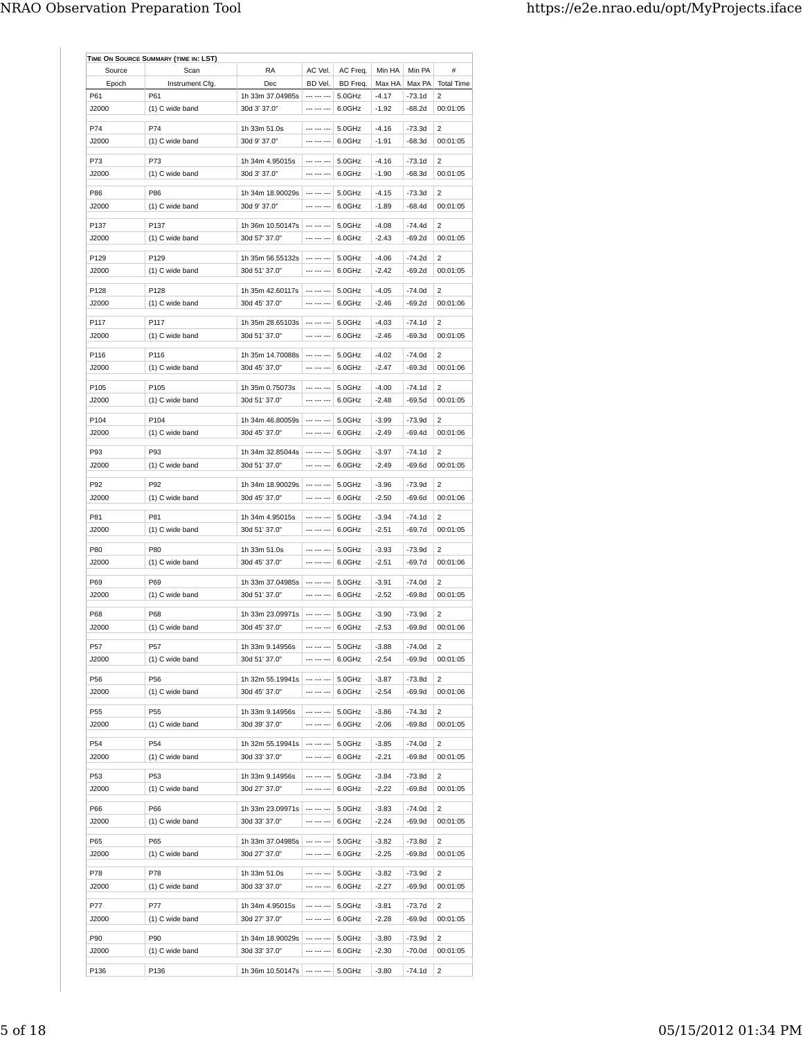**Time On Source Summary (time in: LST)**

| Source | Scan | RA | AC Vel. | AC Freq. | Min HA | Min PA | # |
|---|---|---|---|---|---|---|---|
| Epoch | Instrument Cfg. | Dec | BD Vel. | BD Freq. | Max HA | Max PA | Total Time |
| P61 | P61 | 1h 33m 37.04985s | --- --- --- | 5.0GHz | -4.17 | -73.1d | 2 |
| J2000 | (1) C wide band | 30d 3' 37.0" | --- --- --- | 6.0GHz | -1.92 | -68.2d | 00:01:05 |
| P74 | P74 | 1h 33m 51.0s | --- --- --- | 5.0GHz | -4.16 | -73.3d | 2 |
| J2000 | (1) C wide band | 30d 9' 37.0" | --- --- --- | 6.0GHz | -1.91 | -68.3d | 00:01:05 |
| P73 | P73 | 1h 34m 4.95015s | --- --- --- | 5.0GHz | -4.16 | -73.1d | 2 |
| J2000 | (1) C wide band | 30d 3' 37.0" | --- --- --- | 6.0GHz | -1.90 | -68.3d | 00:01:05 |
| P86 | P86 | 1h 34m 18.90029s | --- --- --- | 5.0GHz | -4.15 | -73.3d | 2 |
| J2000 | (1) C wide band | 30d 9' 37.0" | --- --- --- | 6.0GHz | -1.89 | -68.4d | 00:01:05 |
| P137 | P137 | 1h 36m 10.50147s | --- --- --- | 5.0GHz | -4.08 | -74.4d | 2 |
| J2000 | (1) C wide band | 30d 57' 37.0" | --- --- --- | 6.0GHz | -2.43 | -69.2d | 00:01:05 |
| P129 | P129 | 1h 35m 56.55132s | --- --- --- | 5.0GHz | -4.06 | -74.2d | 2 |
| J2000 | (1) C wide band | 30d 51' 37.0" | --- --- --- | 6.0GHz | -2.42 | -69.2d | 00:01:05 |
| P128 | P128 | 1h 35m 42.60117s | --- --- --- | 5.0GHz | -4.05 | -74.0d | 2 |
| J2000 | (1) C wide band | 30d 45' 37.0" | --- --- --- | 6.0GHz | -2.46 | -69.2d | 00:01:06 |
| P117 | P117 | 1h 35m 28.65103s | --- --- --- | 5.0GHz | -4.03 | -74.1d | 2 |
| J2000 | (1) C wide band | 30d 51' 37.0" | --- --- --- | 6.0GHz | -2.46 | -69.3d | 00:01:05 |
| P116 | P116 | 1h 35m 14.70088s | --- --- --- | 5.0GHz | -4.02 | -74.0d | 2 |
| J2000 | (1) C wide band | 30d 45' 37.0" | --- --- --- | 6.0GHz | -2.47 | -69.3d | 00:01:06 |
| P105 | P105 | 1h 35m 0.75073s | --- --- --- | 5.0GHz | -4.00 | -74.1d | 2 |
| J2000 | (1) C wide band | 30d 51' 37.0" | --- --- --- | 6.0GHz | -2.48 | -69.5d | 00:01:05 |
| P104 | P104 | 1h 34m 46.80059s | --- --- --- | 5.0GHz | -3.99 | -73.9d | 2 |
| J2000 | (1) C wide band | 30d 45' 37.0" | --- --- --- | 6.0GHz | -2.49 | -69.4d | 00:01:06 |
| P93 | P93 | 1h 34m 32.85044s | --- --- --- | 5.0GHz | -3.97 | -74.1d | 2 |
| J2000 | (1) C wide band | 30d 51' 37.0" | --- --- --- | 6.0GHz | -2.49 | -69.6d | 00:01:05 |
| P92 | P92 | 1h 34m 18.90029s | --- --- --- | 5.0GHz | -3.96 | -73.9d | 2 |
| J2000 | (1) C wide band | 30d 45' 37.0" | --- --- --- | 6.0GHz | -2.50 | -69.6d | 00:01:06 |
| P81 | P81 | 1h 34m 4.95015s | --- --- --- | 5.0GHz | -3.94 | -74.1d | 2 |
| J2000 | (1) C wide band | 30d 51' 37.0" | --- --- --- | 6.0GHz | -2.51 | -69.7d | 00:01:05 |
| P80 | P80 | 1h 33m 51.0s | --- --- --- | 5.0GHz | -3.93 | -73.9d | 2 |
| J2000 | (1) C wide band | 30d 45' 37.0" | --- --- --- | 6.0GHz | -2.51 | -69.7d | 00:01:06 |
| P69 | P69 | 1h 33m 37.04985s | --- --- --- | 5.0GHz | -3.91 | -74.0d | 2 |
| J2000 | (1) C wide band | 30d 51' 37.0" | --- --- --- | 6.0GHz | -2.52 | -69.8d | 00:01:05 |
| P68 | P68 | 1h 33m 23.09971s | --- --- --- | 5.0GHz | -3.90 | -73.9d | 2 |
| J2000 | (1) C wide band | 30d 45' 37.0" | --- --- --- | 6.0GHz | -2.53 | -69.8d | 00:01:06 |
| P57 | P57 | 1h 33m 9.14956s | --- --- --- | 5.0GHz | -3.88 | -74.0d | 2 |
| J2000 | (1) C wide band | 30d 51' 37.0" | --- --- --- | 6.0GHz | -2.54 | -69.9d | 00:01:05 |
| P56 | P56 | 1h 32m 55.19941s | --- --- --- | 5.0GHz | -3.87 | -73.8d | 2 |
| J2000 | (1) C wide band | 30d 45' 37.0" | --- --- --- | 6.0GHz | -2.54 | -69.9d | 00:01:06 |
| P55 | P55 | 1h 33m 9.14956s | --- --- --- | 5.0GHz | -3.86 | -74.3d | 2 |
| J2000 | (1) C wide band | 30d 39' 37.0" | --- --- --- | 6.0GHz | -2.06 | -69.8d | 00:01:05 |
| P54 | P54 | 1h 32m 55.19941s | --- --- --- | 5.0GHz | -3.85 | -74.0d | 2 |
| J2000 | (1) C wide band | 30d 33' 37.0" | --- --- --- | 6.0GHz | -2.21 | -69.8d | 00:01:05 |
| P53 | P53 | 1h 33m 9.14956s | --- --- --- | 5.0GHz | -3.84 | -73.8d | 2 |
| J2000 | (1) C wide band | 30d 27' 37.0" | --- --- --- | 6.0GHz | -2.22 | -69.8d | 00:01:05 |
| P66 | P66 | 1h 33m 23.09971s | --- --- --- | 5.0GHz | -3.83 | -74.0d | 2 |
| J2000 | (1) C wide band | 30d 33' 37.0" | --- --- --- | 6.0GHz | -2.24 | -69.9d | 00:01:05 |
| P65 | P65 | 1h 33m 37.04985s | --- --- --- | 5.0GHz | -3.82 | -73.8d | 2 |
| J2000 | (1) C wide band | 30d 27' 37.0" | --- --- --- | 6.0GHz | -2.25 | -69.8d | 00:01:05 |
| P78 | P78 | 1h 33m 51.0s | --- --- --- | 5.0GHz | -3.82 | -73.9d | 2 |
| J2000 | (1) C wide band | 30d 33' 37.0" | --- --- --- | 6.0GHz | -2.27 | -69.9d | 00:01:05 |
| P77 | P77 | 1h 34m 4.95015s | --- --- --- | 5.0GHz | -3.81 | -73.7d | 2 |
| J2000 | (1) C wide band | 30d 27' 37.0" | --- --- --- | 6.0GHz | -2.28 | -69.9d | 00:01:05 |
| P90 | P90 | 1h 34m 18.90029s | --- --- --- | 5.0GHz | -3.80 | -73.9d | 2 |
| J2000 | (1) C wide band | 30d 33' 37.0" | --- --- --- | 6.0GHz | -2.30 | -70.0d | 00:01:05 |
| P136 | P136 | 1h 36m 10.50147s | --- --- --- | 5.0GHz | -3.80 | -74.1d | 2 |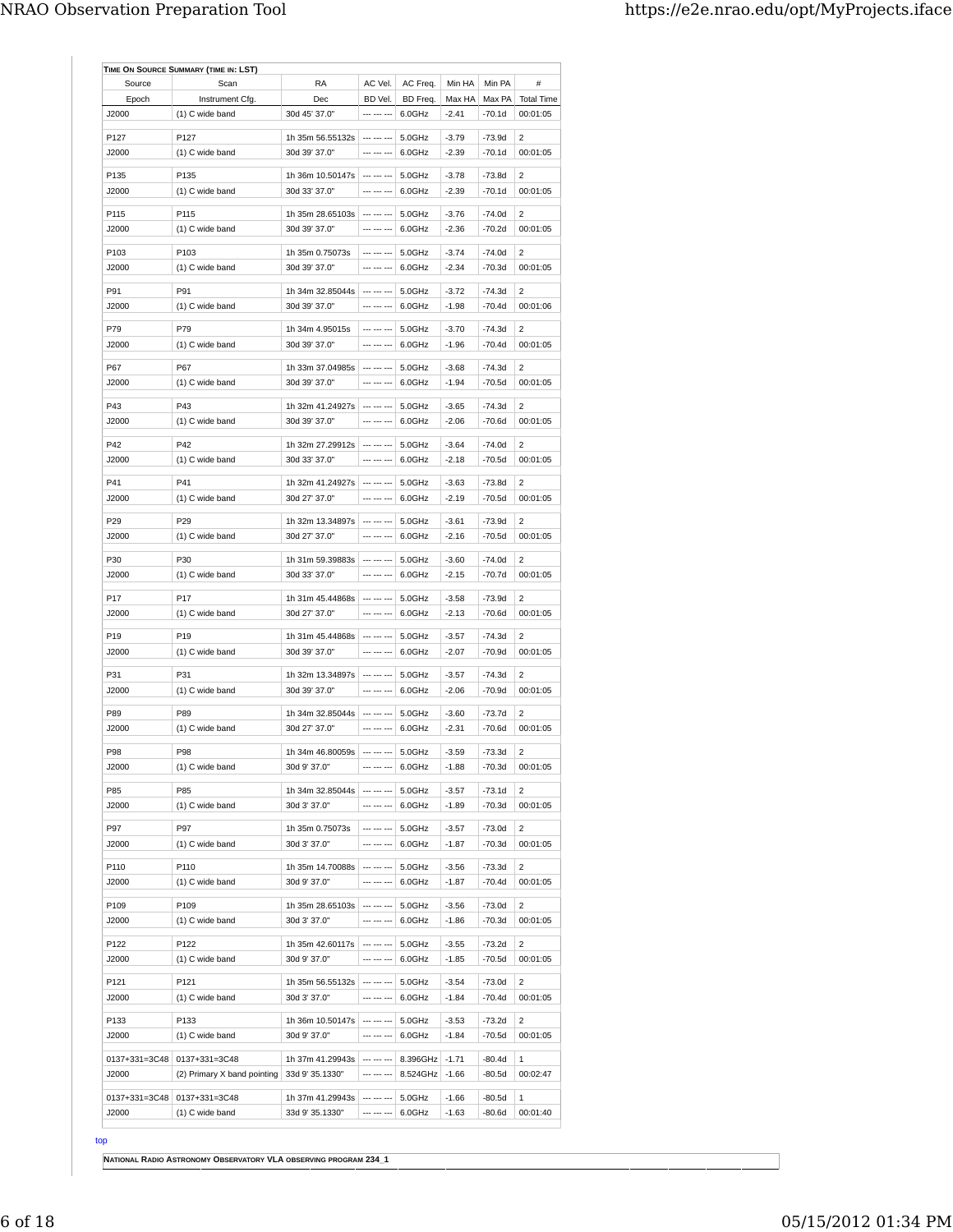**TIME ON SOURCE SUMMARY (TIME IN: LST)**

| Source | Scan | RA | AC Vel. | AC Freq. | Min HA | Min PA | # |
|---|---|---|---|---|---|---|---|
| Epoch | Instrument Cfg. | Dec | BD Vel. | BD Freq. | Max HA | Max PA | Total Time |
| J2000 | (1) C wide band | 30d 45' 37.0" | --- --- --- | 6.0GHz | -2.41 | -70.1d | 00:01:05 |
| P127 | P127 | 1h 35m 56.55132s | --- --- --- | 5.0GHz | -3.79 | -73.9d | 2 |
| J2000 | (1) C wide band | 30d 39' 37.0" | --- --- --- | 6.0GHz | -2.39 | -70.1d | 00:01:05 |
| P135 | P135 | 1h 36m 10.50147s | --- --- --- | 5.0GHz | -3.78 | -73.8d | 2 |
| J2000 | (1) C wide band | 30d 33' 37.0" | --- --- --- | 6.0GHz | -2.39 | -70.1d | 00:01:05 |
| P115 | P115 | 1h 35m 28.65103s | --- --- --- | 5.0GHz | -3.76 | -74.0d | 2 |
| J2000 | (1) C wide band | 30d 39' 37.0" | --- --- --- | 6.0GHz | -2.36 | -70.2d | 00:01:05 |
| P103 | P103 | 1h 35m 0.75073s | --- --- --- | 5.0GHz | -3.74 | -74.0d | 2 |
| J2000 | (1) C wide band | 30d 39' 37.0" | --- --- --- | 6.0GHz | -2.34 | -70.3d | 00:01:05 |
| P91 | P91 | 1h 34m 32.85044s | --- --- --- | 5.0GHz | -3.72 | -74.3d | 2 |
| J2000 | (1) C wide band | 30d 39' 37.0" | --- --- --- | 6.0GHz | -1.98 | -70.4d | 00:01:06 |
| P79 | P79 | 1h 34m 4.95015s | --- --- --- | 5.0GHz | -3.70 | -74.3d | 2 |
| J2000 | (1) C wide band | 30d 39' 37.0" | --- --- --- | 6.0GHz | -1.96 | -70.4d | 00:01:05 |
| P67 | P67 | 1h 33m 37.04985s | --- --- --- | 5.0GHz | -3.68 | -74.3d | 2 |
| J2000 | (1) C wide band | 30d 39' 37.0" | --- --- --- | 6.0GHz | -1.94 | -70.5d | 00:01:05 |
| P43 | P43 | 1h 32m 41.24927s | --- --- --- | 5.0GHz | -3.65 | -74.3d | 2 |
| J2000 | (1) C wide band | 30d 39' 37.0" | --- --- --- | 6.0GHz | -2.06 | -70.6d | 00:01:05 |
| P42 | P42 | 1h 32m 27.29912s | --- --- --- | 5.0GHz | -3.64 | -74.0d | 2 |
| J2000 | (1) C wide band | 30d 33' 37.0" | --- --- --- | 6.0GHz | -2.18 | -70.5d | 00:01:05 |
| P41 | P41 | 1h 32m 41.24927s | --- --- --- | 5.0GHz | -3.63 | -73.8d | 2 |
| J2000 | (1) C wide band | 30d 27' 37.0" | --- --- --- | 6.0GHz | -2.19 | -70.5d | 00:01:05 |
| P29 | P29 | 1h 32m 13.34897s | --- --- --- | 5.0GHz | -3.61 | -73.9d | 2 |
| J2000 | (1) C wide band | 30d 27' 37.0" | --- --- --- | 6.0GHz | -2.16 | -70.5d | 00:01:05 |
| P30 | P30 | 1h 31m 59.39883s | --- --- --- | 5.0GHz | -3.60 | -74.0d | 2 |
| J2000 | (1) C wide band | 30d 33' 37.0" | --- --- --- | 6.0GHz | -2.15 | -70.7d | 00:01:05 |
| P17 | P17 | 1h 31m 45.44868s | --- --- --- | 5.0GHz | -3.58 | -73.9d | 2 |
| J2000 | (1) C wide band | 30d 27' 37.0" | --- --- --- | 6.0GHz | -2.13 | -70.6d | 00:01:05 |
| P19 | P19 | 1h 31m 45.44868s | --- --- --- | 5.0GHz | -3.57 | -74.3d | 2 |
| J2000 | (1) C wide band | 30d 39' 37.0" | --- --- --- | 6.0GHz | -2.07 | -70.9d | 00:01:05 |
| P31 | P31 | 1h 32m 13.34897s | --- --- --- | 5.0GHz | -3.57 | -74.3d | 2 |
| J2000 | (1) C wide band | 30d 39' 37.0" | --- --- --- | 6.0GHz | -2.06 | -70.9d | 00:01:05 |
| P89 | P89 | 1h 34m 32.85044s | --- --- --- | 5.0GHz | -3.60 | -73.7d | 2 |
| J2000 | (1) C wide band | 30d 27' 37.0" | --- --- --- | 6.0GHz | -2.31 | -70.6d | 00:01:05 |
| P98 | P98 | 1h 34m 46.80059s | --- --- --- | 5.0GHz | -3.59 | -73.3d | 2 |
| J2000 | (1) C wide band | 30d 9' 37.0" | --- --- --- | 6.0GHz | -1.88 | -70.3d | 00:01:05 |
| P85 | P85 | 1h 34m 32.85044s | --- --- --- | 5.0GHz | -3.57 | -73.1d | 2 |
| J2000 | (1) C wide band | 30d 3' 37.0" | --- --- --- | 6.0GHz | -1.89 | -70.3d | 00:01:05 |
| P97 | P97 | 1h 35m 0.75073s | --- --- --- | 5.0GHz | -3.57 | -73.0d | 2 |
| J2000 | (1) C wide band | 30d 3' 37.0" | --- --- --- | 6.0GHz | -1.87 | -70.3d | 00:01:05 |
| P110 | P110 | 1h 35m 14.70088s | --- --- --- | 5.0GHz | -3.56 | -73.3d | 2 |
| J2000 | (1) C wide band | 30d 9' 37.0" | --- --- --- | 6.0GHz | -1.87 | -70.4d | 00:01:05 |
| P109 | P109 | 1h 35m 28.65103s | --- --- --- | 5.0GHz | -3.56 | -73.0d | 2 |
| J2000 | (1) C wide band | 30d 3' 37.0" | --- --- --- | 6.0GHz | -1.86 | -70.3d | 00:01:05 |
| P122 | P122 | 1h 35m 42.60117s | --- --- --- | 5.0GHz | -3.55 | -73.2d | 2 |
| J2000 | (1) C wide band | 30d 9' 37.0" | --- --- --- | 6.0GHz | -1.85 | -70.5d | 00:01:05 |
| P121 | P121 | 1h 35m 56.55132s | --- --- --- | 5.0GHz | -3.54 | -73.0d | 2 |
| J2000 | (1) C wide band | 30d 3' 37.0" | --- --- --- | 6.0GHz | -1.84 | -70.4d | 00:01:05 |
| P133 | P133 | 1h 36m 10.50147s | --- --- --- | 5.0GHz | -3.53 | -73.2d | 2 |
| J2000 | (1) C wide band | 30d 9' 37.0" | --- --- --- | 6.0GHz | -1.84 | -70.5d | 00:01:05 |
| 0137+331=3C48 | 0137+331=3C48 | 1h 37m 41.29943s | --- --- --- | 8.396GHz | -1.71 | -80.4d | 1 |
| J2000 | (2) Primary X band pointing | 33d 9' 35.1330" | --- --- --- | 8.524GHz | -1.66 | -80.5d | 00:02:47 |
| 0137+331=3C48 | 0137+331=3C48 | 1h 37m 41.29943s | --- --- --- | 5.0GHz | -1.66 | -80.5d | 1 |
| J2000 | (1) C wide band | 33d 9' 35.1330" | --- --- --- | 6.0GHz | -1.63 | -80.6d | 00:01:40 |

top

**NATIONAL RADIO ASTRONOMY OBSERVATORY VLA OBSERVING PROGRAM 234_1**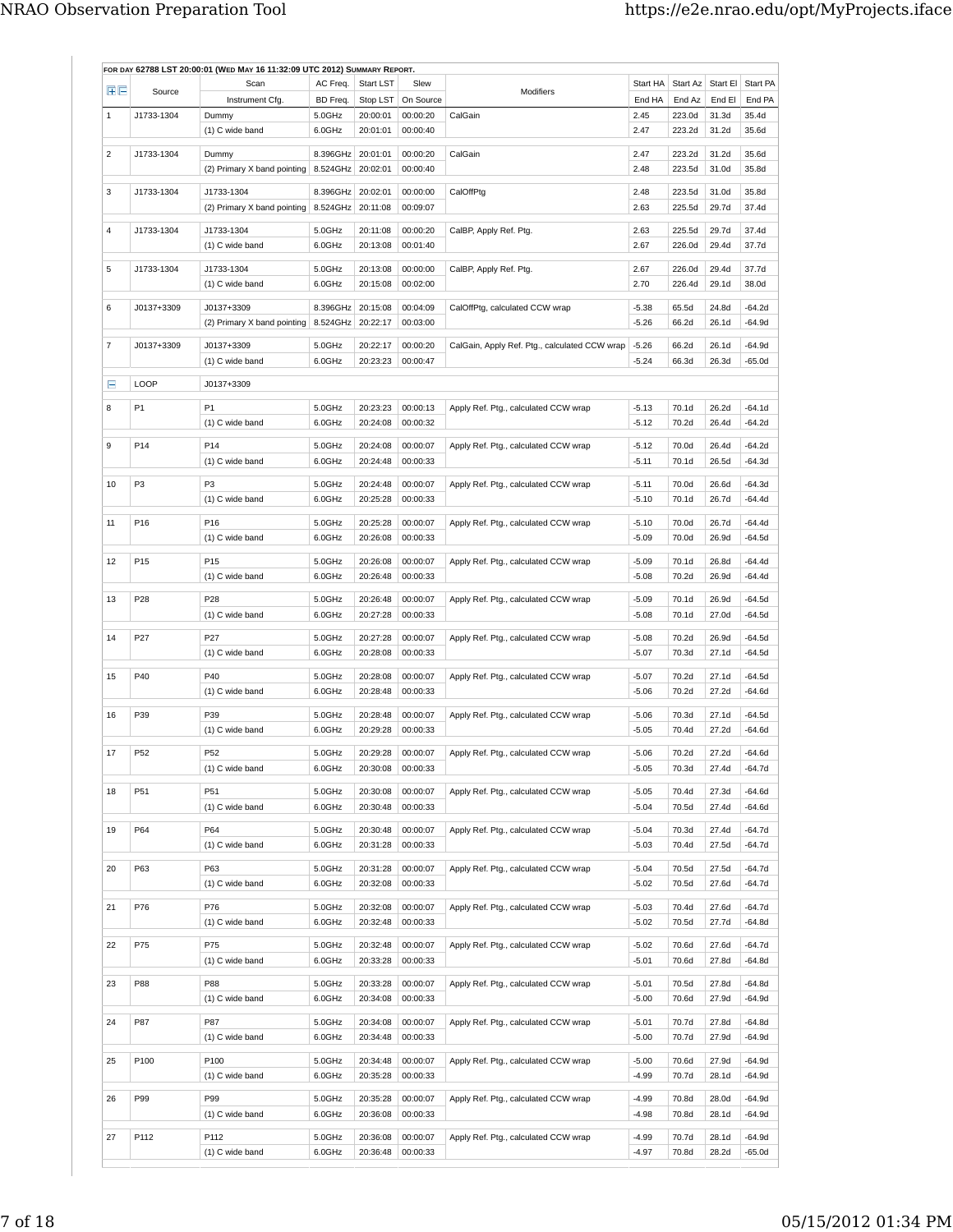**FOR DAY 62788 LST 20:00:01 (WED MAY 16 11:32:09 UTC 2012) SUMMARY REPORT.**

| | Source | Scan / Instrument Cfg. | AC Freq. / BD Freq. | Start LST / Stop LST | Slew / On Source | Modifiers | Start HA / End HA | Start Az / End Az | Start El / End El | Start PA / End PA |
|---|---|---|---|---|---|---|---|---|---|---|
| 1 | J1733-1304 | Dummy | 5.0GHz | 20:00:01 | 00:00:20 | CalGain | 2.45 | 223.0d | 31.3d | 35.4d |
| | | (1) C wide band | 6.0GHz | 20:01:01 | 00:00:40 | | 2.47 | 223.2d | 31.2d | 35.6d |
| 2 | J1733-1304 | Dummy | 8.396GHz | 20:01:01 | 00:00:20 | CalGain | 2.47 | 223.2d | 31.2d | 35.6d |
| | | (2) Primary X band pointing | 8.524GHz | 20:02:01 | 00:00:40 | | 2.48 | 223.5d | 31.0d | 35.8d |
| 3 | J1733-1304 | J1733-1304 | 8.396GHz | 20:02:01 | 00:00:00 | CalOffPtg | 2.48 | 223.5d | 31.0d | 35.8d |
| | | (2) Primary X band pointing | 8.524GHz | 20:11:08 | 00:09:07 | | 2.63 | 225.5d | 29.7d | 37.4d |
| 4 | J1733-1304 | J1733-1304 | 5.0GHz | 20:11:08 | 00:00:20 | CalBP, Apply Ref. Ptg. | 2.63 | 225.5d | 29.7d | 37.4d |
| | | (1) C wide band | 6.0GHz | 20:13:08 | 00:01:40 | | 2.67 | 226.0d | 29.4d | 37.7d |
| 5 | J1733-1304 | J1733-1304 | 5.0GHz | 20:13:08 | 00:00:00 | CalBP, Apply Ref. Ptg. | 2.67 | 226.0d | 29.4d | 37.7d |
| | | (1) C wide band | 6.0GHz | 20:15:08 | 00:02:00 | | 2.70 | 226.4d | 29.1d | 38.0d |
| 6 | J0137+3309 | J0137+3309 | 8.396GHz | 20:15:08 | 00:04:09 | CalOffPtg, calculated CCW wrap | -5.38 | 65.5d | 24.8d | -64.2d |
| | | (2) Primary X band pointing | 8.524GHz | 20:22:17 | 00:03:00 | | -5.26 | 66.2d | 26.1d | -64.9d |
| 7 | J0137+3309 | J0137+3309 | 5.0GHz | 20:22:17 | 00:00:20 | CalGain, Apply Ref. Ptg., calculated CCW wrap | -5.26 | 66.2d | 26.1d | -64.9d |
| | | (1) C wide band | 6.0GHz | 20:23:23 | 00:00:47 | | -5.24 | 66.3d | 26.3d | -65.0d |
| | LOOP | J0137+3309 | | | | | | | | |
| 8 | P1 | P1 | 5.0GHz | 20:23:23 | 00:00:13 | Apply Ref. Ptg., calculated CCW wrap | -5.13 | 70.1d | 26.2d | -64.1d |
| | | (1) C wide band | 6.0GHz | 20:24:08 | 00:00:32 | | -5.12 | 70.2d | 26.4d | -64.2d |
| 9 | P14 | P14 | 5.0GHz | 20:24:08 | 00:00:07 | Apply Ref. Ptg., calculated CCW wrap | -5.12 | 70.0d | 26.4d | -64.2d |
| | | (1) C wide band | 6.0GHz | 20:24:48 | 00:00:33 | | -5.11 | 70.1d | 26.5d | -64.3d |
| 10 | P3 | P3 | 5.0GHz | 20:24:48 | 00:00:07 | Apply Ref. Ptg., calculated CCW wrap | -5.11 | 70.0d | 26.6d | -64.3d |
| | | (1) C wide band | 6.0GHz | 20:25:28 | 00:00:33 | | -5.10 | 70.1d | 26.7d | -64.4d |
| 11 | P16 | P16 | 5.0GHz | 20:25:28 | 00:00:07 | Apply Ref. Ptg., calculated CCW wrap | -5.10 | 70.0d | 26.7d | -64.4d |
| | | (1) C wide band | 6.0GHz | 20:26:08 | 00:00:33 | | -5.09 | 70.0d | 26.9d | -64.5d |
| 12 | P15 | P15 | 5.0GHz | 20:26:08 | 00:00:07 | Apply Ref. Ptg., calculated CCW wrap | -5.09 | 70.1d | 26.8d | -64.4d |
| | | (1) C wide band | 6.0GHz | 20:26:48 | 00:00:33 | | -5.08 | 70.2d | 26.9d | -64.4d |
| 13 | P28 | P28 | 5.0GHz | 20:26:48 | 00:00:07 | Apply Ref. Ptg., calculated CCW wrap | -5.09 | 70.1d | 26.9d | -64.5d |
| | | (1) C wide band | 6.0GHz | 20:27:28 | 00:00:33 | | -5.08 | 70.1d | 27.0d | -64.5d |
| 14 | P27 | P27 | 5.0GHz | 20:27:28 | 00:00:07 | Apply Ref. Ptg., calculated CCW wrap | -5.08 | 70.2d | 26.9d | -64.5d |
| | | (1) C wide band | 6.0GHz | 20:28:08 | 00:00:33 | | -5.07 | 70.3d | 27.1d | -64.5d |
| 15 | P40 | P40 | 5.0GHz | 20:28:08 | 00:00:07 | Apply Ref. Ptg., calculated CCW wrap | -5.07 | 70.2d | 27.1d | -64.5d |
| | | (1) C wide band | 6.0GHz | 20:28:48 | 00:00:33 | | -5.06 | 70.2d | 27.2d | -64.6d |
| 16 | P39 | P39 | 5.0GHz | 20:28:48 | 00:00:07 | Apply Ref. Ptg., calculated CCW wrap | -5.06 | 70.3d | 27.1d | -64.5d |
| | | (1) C wide band | 6.0GHz | 20:29:28 | 00:00:33 | | -5.05 | 70.4d | 27.2d | -64.6d |
| 17 | P52 | P52 | 5.0GHz | 20:29:28 | 00:00:07 | Apply Ref. Ptg., calculated CCW wrap | -5.06 | 70.2d | 27.2d | -64.6d |
| | | (1) C wide band | 6.0GHz | 20:30:08 | 00:00:33 | | -5.05 | 70.3d | 27.4d | -64.7d |
| 18 | P51 | P51 | 5.0GHz | 20:30:08 | 00:00:07 | Apply Ref. Ptg., calculated CCW wrap | -5.05 | 70.4d | 27.3d | -64.6d |
| | | (1) C wide band | 6.0GHz | 20:30:48 | 00:00:33 | | -5.04 | 70.5d | 27.4d | -64.6d |
| 19 | P64 | P64 | 5.0GHz | 20:30:48 | 00:00:07 | Apply Ref. Ptg., calculated CCW wrap | -5.04 | 70.3d | 27.4d | -64.7d |
| | | (1) C wide band | 6.0GHz | 20:31:28 | 00:00:33 | | -5.03 | 70.4d | 27.5d | -64.7d |
| 20 | P63 | P63 | 5.0GHz | 20:31:28 | 00:00:07 | Apply Ref. Ptg., calculated CCW wrap | -5.04 | 70.5d | 27.5d | -64.7d |
| | | (1) C wide band | 6.0GHz | 20:32:08 | 00:00:33 | | -5.02 | 70.5d | 27.6d | -64.7d |
| 21 | P76 | P76 | 5.0GHz | 20:32:08 | 00:00:07 | Apply Ref. Ptg., calculated CCW wrap | -5.03 | 70.4d | 27.6d | -64.7d |
| | | (1) C wide band | 6.0GHz | 20:32:48 | 00:00:33 | | -5.02 | 70.5d | 27.7d | -64.8d |
| 22 | P75 | P75 | 5.0GHz | 20:32:48 | 00:00:07 | Apply Ref. Ptg., calculated CCW wrap | -5.02 | 70.6d | 27.6d | -64.7d |
| | | (1) C wide band | 6.0GHz | 20:33:28 | 00:00:33 | | -5.01 | 70.6d | 27.8d | -64.8d |
| 23 | P88 | P88 | 5.0GHz | 20:33:28 | 00:00:07 | Apply Ref. Ptg., calculated CCW wrap | -5.01 | 70.5d | 27.8d | -64.8d |
| | | (1) C wide band | 6.0GHz | 20:34:08 | 00:00:33 | | -5.00 | 70.6d | 27.9d | -64.9d |
| 24 | P87 | P87 | 5.0GHz | 20:34:08 | 00:00:07 | Apply Ref. Ptg., calculated CCW wrap | -5.01 | 70.7d | 27.8d | -64.8d |
| | | (1) C wide band | 6.0GHz | 20:34:48 | 00:00:33 | | -5.00 | 70.7d | 27.9d | -64.9d |
| 25 | P100 | P100 | 5.0GHz | 20:34:48 | 00:00:07 | Apply Ref. Ptg., calculated CCW wrap | -5.00 | 70.6d | 27.9d | -64.9d |
| | | (1) C wide band | 6.0GHz | 20:35:28 | 00:00:33 | | -4.99 | 70.7d | 28.1d | -64.9d |
| 26 | P99 | P99 | 5.0GHz | 20:35:28 | 00:00:07 | Apply Ref. Ptg., calculated CCW wrap | -4.99 | 70.8d | 28.0d | -64.9d |
| | | (1) C wide band | 6.0GHz | 20:36:08 | 00:00:33 | | -4.98 | 70.8d | 28.1d | -64.9d |
| 27 | P112 | P112 | 5.0GHz | 20:36:08 | 00:00:07 | Apply Ref. Ptg., calculated CCW wrap | -4.99 | 70.7d | 28.1d | -64.9d |
| | | (1) C wide band | 6.0GHz | 20:36:48 | 00:00:33 | | -4.97 | 70.8d | 28.2d | -65.0d |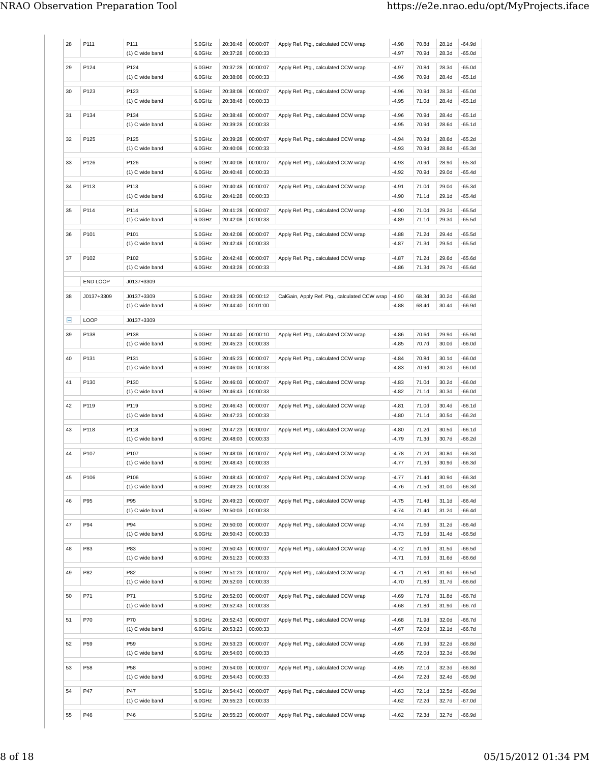| # | Source | Scan | Freq | Start | Duration | Notes | HA | Az | El | PA |
|---|---|---|---|---|---|---|---|---|---|---|
| 28 | P111 | P111 | 5.0GHz | 20:36:48 | 00:00:07 | Apply Ref. Ptg., calculated CCW wrap | -4.98 | 70.8d | 28.1d | -64.9d |
| | | (1) C wide band | 6.0GHz | 20:37:28 | 00:00:33 | | -4.97 | 70.9d | 28.3d | -65.0d |
| 29 | P124 | P124 | 5.0GHz | 20:37:28 | 00:00:07 | Apply Ref. Ptg., calculated CCW wrap | -4.97 | 70.8d | 28.3d | -65.0d |
| | | (1) C wide band | 6.0GHz | 20:38:08 | 00:00:33 | | -4.96 | 70.9d | 28.4d | -65.1d |
| 30 | P123 | P123 | 5.0GHz | 20:38:08 | 00:00:07 | Apply Ref. Ptg., calculated CCW wrap | -4.96 | 70.9d | 28.3d | -65.0d |
| | | (1) C wide band | 6.0GHz | 20:38:48 | 00:00:33 | | -4.95 | 71.0d | 28.4d | -65.1d |
| 31 | P134 | P134 | 5.0GHz | 20:38:48 | 00:00:07 | Apply Ref. Ptg., calculated CCW wrap | -4.96 | 70.9d | 28.4d | -65.1d |
| | | (1) C wide band | 6.0GHz | 20:39:28 | 00:00:33 | | -4.95 | 70.9d | 28.6d | -65.1d |
| 32 | P125 | P125 | 5.0GHz | 20:39:28 | 00:00:07 | Apply Ref. Ptg., calculated CCW wrap | -4.94 | 70.9d | 28.6d | -65.2d |
| | | (1) C wide band | 6.0GHz | 20:40:08 | 00:00:33 | | -4.93 | 70.9d | 28.8d | -65.3d |
| 33 | P126 | P126 | 5.0GHz | 20:40:08 | 00:00:07 | Apply Ref. Ptg., calculated CCW wrap | -4.93 | 70.9d | 28.9d | -65.3d |
| | | (1) C wide band | 6.0GHz | 20:40:48 | 00:00:33 | | -4.92 | 70.9d | 29.0d | -65.4d |
| 34 | P113 | P113 | 5.0GHz | 20:40:48 | 00:00:07 | Apply Ref. Ptg., calculated CCW wrap | -4.91 | 71.0d | 29.0d | -65.3d |
| | | (1) C wide band | 6.0GHz | 20:41:28 | 00:00:33 | | -4.90 | 71.1d | 29.1d | -65.4d |
| 35 | P114 | P114 | 5.0GHz | 20:41:28 | 00:00:07 | Apply Ref. Ptg., calculated CCW wrap | -4.90 | 71.0d | 29.2d | -65.5d |
| | | (1) C wide band | 6.0GHz | 20:42:08 | 00:00:33 | | -4.89 | 71.1d | 29.3d | -65.5d |
| 36 | P101 | P101 | 5.0GHz | 20:42:08 | 00:00:07 | Apply Ref. Ptg., calculated CCW wrap | -4.88 | 71.2d | 29.4d | -65.5d |
| | | (1) C wide band | 6.0GHz | 20:42:48 | 00:00:33 | | -4.87 | 71.3d | 29.5d | -65.5d |
| 37 | P102 | P102 | 5.0GHz | 20:42:48 | 00:00:07 | Apply Ref. Ptg., calculated CCW wrap | -4.87 | 71.2d | 29.6d | -65.6d |
| | | (1) C wide band | 6.0GHz | 20:43:28 | 00:00:33 | | -4.86 | 71.3d | 29.7d | -65.6d |
| | END LOOP | J0137+3309 | | | | | | | | |
| 38 | J0137+3309 | J0137+3309 | 5.0GHz | 20:43:28 | 00:00:12 | CalGain, Apply Ref. Ptg., calculated CCW wrap | -4.90 | 68.3d | 30.2d | -66.8d |
| | | (1) C wide band | 6.0GHz | 20:44:40 | 00:01:00 | | -4.88 | 68.4d | 30.4d | -66.9d |
| | LOOP | J0137+3309 | | | | | | | | |
| 39 | P138 | P138 | 5.0GHz | 20:44:40 | 00:00:10 | Apply Ref. Ptg., calculated CCW wrap | -4.86 | 70.6d | 29.9d | -65.9d |
| | | (1) C wide band | 6.0GHz | 20:45:23 | 00:00:33 | | -4.85 | 70.7d | 30.0d | -66.0d |
| 40 | P131 | P131 | 5.0GHz | 20:45:23 | 00:00:07 | Apply Ref. Ptg., calculated CCW wrap | -4.84 | 70.8d | 30.1d | -66.0d |
| | | (1) C wide band | 6.0GHz | 20:46:03 | 00:00:33 | | -4.83 | 70.9d | 30.2d | -66.0d |
| 41 | P130 | P130 | 5.0GHz | 20:46:03 | 00:00:07 | Apply Ref. Ptg., calculated CCW wrap | -4.83 | 71.0d | 30.2d | -66.0d |
| | | (1) C wide band | 6.0GHz | 20:46:43 | 00:00:33 | | -4.82 | 71.1d | 30.3d | -66.0d |
| 42 | P119 | P119 | 5.0GHz | 20:46:43 | 00:00:07 | Apply Ref. Ptg., calculated CCW wrap | -4.81 | 71.0d | 30.4d | -66.1d |
| | | (1) C wide band | 6.0GHz | 20:47:23 | 00:00:33 | | -4.80 | 71.1d | 30.5d | -66.2d |
| 43 | P118 | P118 | 5.0GHz | 20:47:23 | 00:00:07 | Apply Ref. Ptg., calculated CCW wrap | -4.80 | 71.2d | 30.5d | -66.1d |
| | | (1) C wide band | 6.0GHz | 20:48:03 | 00:00:33 | | -4.79 | 71.3d | 30.7d | -66.2d |
| 44 | P107 | P107 | 5.0GHz | 20:48:03 | 00:00:07 | Apply Ref. Ptg., calculated CCW wrap | -4.78 | 71.2d | 30.8d | -66.3d |
| | | (1) C wide band | 6.0GHz | 20:48:43 | 00:00:33 | | -4.77 | 71.3d | 30.9d | -66.3d |
| 45 | P106 | P106 | 5.0GHz | 20:48:43 | 00:00:07 | Apply Ref. Ptg., calculated CCW wrap | -4.77 | 71.4d | 30.9d | -66.3d |
| | | (1) C wide band | 6.0GHz | 20:49:23 | 00:00:33 | | -4.76 | 71.5d | 31.0d | -66.3d |
| 46 | P95 | P95 | 5.0GHz | 20:49:23 | 00:00:07 | Apply Ref. Ptg., calculated CCW wrap | -4.75 | 71.4d | 31.1d | -66.4d |
| | | (1) C wide band | 6.0GHz | 20:50:03 | 00:00:33 | | -4.74 | 71.4d | 31.2d | -66.4d |
| 47 | P94 | P94 | 5.0GHz | 20:50:03 | 00:00:07 | Apply Ref. Ptg., calculated CCW wrap | -4.74 | 71.6d | 31.2d | -66.4d |
| | | (1) C wide band | 6.0GHz | 20:50:43 | 00:00:33 | | -4.73 | 71.6d | 31.4d | -66.5d |
| 48 | P83 | P83 | 5.0GHz | 20:50:43 | 00:00:07 | Apply Ref. Ptg., calculated CCW wrap | -4.72 | 71.6d | 31.5d | -66.5d |
| | | (1) C wide band | 6.0GHz | 20:51:23 | 00:00:33 | | -4.71 | 71.6d | 31.6d | -66.6d |
| 49 | P82 | P82 | 5.0GHz | 20:51:23 | 00:00:07 | Apply Ref. Ptg., calculated CCW wrap | -4.71 | 71.8d | 31.6d | -66.5d |
| | | (1) C wide band | 6.0GHz | 20:52:03 | 00:00:33 | | -4.70 | 71.8d | 31.7d | -66.6d |
| 50 | P71 | P71 | 5.0GHz | 20:52:03 | 00:00:07 | Apply Ref. Ptg., calculated CCW wrap | -4.69 | 71.7d | 31.8d | -66.7d |
| | | (1) C wide band | 6.0GHz | 20:52:43 | 00:00:33 | | -4.68 | 71.8d | 31.9d | -66.7d |
| 51 | P70 | P70 | 5.0GHz | 20:52:43 | 00:00:07 | Apply Ref. Ptg., calculated CCW wrap | -4.68 | 71.9d | 32.0d | -66.7d |
| | | (1) C wide band | 6.0GHz | 20:53:23 | 00:00:33 | | -4.67 | 72.0d | 32.1d | -66.7d |
| 52 | P59 | P59 | 5.0GHz | 20:53:23 | 00:00:07 | Apply Ref. Ptg., calculated CCW wrap | -4.66 | 71.9d | 32.2d | -66.8d |
| | | (1) C wide band | 6.0GHz | 20:54:03 | 00:00:33 | | -4.65 | 72.0d | 32.3d | -66.9d |
| 53 | P58 | P58 | 5.0GHz | 20:54:03 | 00:00:07 | Apply Ref. Ptg., calculated CCW wrap | -4.65 | 72.1d | 32.3d | -66.8d |
| | | (1) C wide band | 6.0GHz | 20:54:43 | 00:00:33 | | -4.64 | 72.2d | 32.4d | -66.9d |
| 54 | P47 | P47 | 5.0GHz | 20:54:43 | 00:00:07 | Apply Ref. Ptg., calculated CCW wrap | -4.63 | 72.1d | 32.5d | -66.9d |
| | | (1) C wide band | 6.0GHz | 20:55:23 | 00:00:33 | | -4.62 | 72.2d | 32.7d | -67.0d |
| 55 | P46 | P46 | 5.0GHz | 20:55:23 | 00:00:07 | Apply Ref. Ptg., calculated CCW wrap | -4.62 | 72.3d | 32.7d | -66.9d |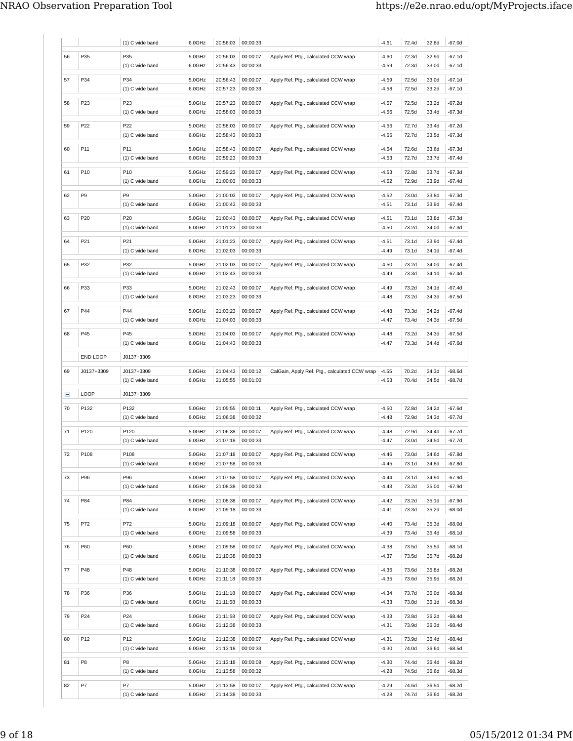| | | | | | | | | | | |
|---|---|---|---|---|---|---|---|---|---|---|
| | | (1) C wide band | 6.0GHz | 20:56:03 | 00:00:33 | | -4.61 | 72.4d | 32.8d | -67.0d |
| 56 | P35 | P35 | 5.0GHz | 20:56:03 | 00:00:07 | Apply Ref. Ptg., calculated CCW wrap | -4.60 | 72.3d | 32.9d | -67.1d |
| | | (1) C wide band | 6.0GHz | 20:56:43 | 00:00:33 | | -4.59 | 72.3d | 33.0d | -67.1d |
| 57 | P34 | P34 | 5.0GHz | 20:56:43 | 00:00:07 | Apply Ref. Ptg., calculated CCW wrap | -4.59 | 72.5d | 33.0d | -67.1d |
| | | (1) C wide band | 6.0GHz | 20:57:23 | 00:00:33 | | -4.58 | 72.5d | 33.2d | -67.1d |
| 58 | P23 | P23 | 5.0GHz | 20:57:23 | 00:00:07 | Apply Ref. Ptg., calculated CCW wrap | -4.57 | 72.5d | 33.2d | -67.2d |
| | | (1) C wide band | 6.0GHz | 20:58:03 | 00:00:33 | | -4.56 | 72.5d | 33.4d | -67.3d |
| 59 | P22 | P22 | 5.0GHz | 20:58:03 | 00:00:07 | Apply Ref. Ptg., calculated CCW wrap | -4.56 | 72.7d | 33.4d | -67.2d |
| | | (1) C wide band | 6.0GHz | 20:58:43 | 00:00:33 | | -4.55 | 72.7d | 33.5d | -67.3d |
| 60 | P11 | P11 | 5.0GHz | 20:58:43 | 00:00:07 | Apply Ref. Ptg., calculated CCW wrap | -4.54 | 72.6d | 33.6d | -67.3d |
| | | (1) C wide band | 6.0GHz | 20:59:23 | 00:00:33 | | -4.53 | 72.7d | 33.7d | -67.4d |
| 61 | P10 | P10 | 5.0GHz | 20:59:23 | 00:00:07 | Apply Ref. Ptg., calculated CCW wrap | -4.53 | 72.8d | 33.7d | -67.3d |
| | | (1) C wide band | 6.0GHz | 21:00:03 | 00:00:33 | | -4.52 | 72.9d | 33.9d | -67.4d |
| 62 | P9 | P9 | 5.0GHz | 21:00:03 | 00:00:07 | Apply Ref. Ptg., calculated CCW wrap | -4.52 | 73.0d | 33.8d | -67.3d |
| | | (1) C wide band | 6.0GHz | 21:00:43 | 00:00:33 | | -4.51 | 73.1d | 33.9d | -67.4d |
| 63 | P20 | P20 | 5.0GHz | 21:00:43 | 00:00:07 | Apply Ref. Ptg., calculated CCW wrap | -4.51 | 73.1d | 33.8d | -67.3d |
| | | (1) C wide band | 6.0GHz | 21:01:23 | 00:00:33 | | -4.50 | 73.2d | 34.0d | -67.3d |
| 64 | P21 | P21 | 5.0GHz | 21:01:23 | 00:00:07 | Apply Ref. Ptg., calculated CCW wrap | -4.51 | 73.1d | 33.9d | -67.4d |
| | | (1) C wide band | 6.0GHz | 21:02:03 | 00:00:33 | | -4.49 | 73.1d | 34.1d | -67.4d |
| 65 | P32 | P32 | 5.0GHz | 21:02:03 | 00:00:07 | Apply Ref. Ptg., calculated CCW wrap | -4.50 | 73.2d | 34.0d | -67.4d |
| | | (1) C wide band | 6.0GHz | 21:02:43 | 00:00:33 | | -4.49 | 73.3d | 34.1d | -67.4d |
| 66 | P33 | P33 | 5.0GHz | 21:02:43 | 00:00:07 | Apply Ref. Ptg., calculated CCW wrap | -4.49 | 73.2d | 34.1d | -67.4d |
| | | (1) C wide band | 6.0GHz | 21:03:23 | 00:00:33 | | -4.48 | 73.2d | 34.3d | -67.5d |
| 67 | P44 | P44 | 5.0GHz | 21:03:23 | 00:00:07 | Apply Ref. Ptg., calculated CCW wrap | -4.48 | 73.3d | 34.2d | -67.4d |
| | | (1) C wide band | 6.0GHz | 21:04:03 | 00:00:33 | | -4.47 | 73.4d | 34.3d | -67.5d |
| 68 | P45 | P45 | 5.0GHz | 21:04:03 | 00:00:07 | Apply Ref. Ptg., calculated CCW wrap | -4.48 | 73.2d | 34.3d | -67.5d |
| | | (1) C wide band | 6.0GHz | 21:04:43 | 00:00:33 | | -4.47 | 73.3d | 34.4d | -67.6d |
| | END LOOP | J0137+3309 | | | | | | | | |
| 69 | J0137+3309 | J0137+3309 | 5.0GHz | 21:04:43 | 00:00:12 | CalGain, Apply Ref. Ptg., calculated CCW wrap | -4.55 | 70.2d | 34.3d | -68.6d |
| | | (1) C wide band | 6.0GHz | 21:05:55 | 00:01:00 | | -4.53 | 70.4d | 34.5d | -68.7d |
| ⊟ | LOOP | J0137+3309 | | | | | | | | |
| 70 | P132 | P132 | 5.0GHz | 21:05:55 | 00:00:11 | Apply Ref. Ptg., calculated CCW wrap | -4.50 | 72.8d | 34.2d | -67.6d |
| | | (1) C wide band | 6.0GHz | 21:06:38 | 00:00:32 | | -4.48 | 72.9d | 34.3d | -67.7d |
| 71 | P120 | P120 | 5.0GHz | 21:06:38 | 00:00:07 | Apply Ref. Ptg., calculated CCW wrap | -4.48 | 72.9d | 34.4d | -67.7d |
| | | (1) C wide band | 6.0GHz | 21:07:18 | 00:00:33 | | -4.47 | 73.0d | 34.5d | -67.7d |
| 72 | P108 | P108 | 5.0GHz | 21:07:18 | 00:00:07 | Apply Ref. Ptg., calculated CCW wrap | -4.46 | 73.0d | 34.6d | -67.8d |
| | | (1) C wide band | 6.0GHz | 21:07:58 | 00:00:33 | | -4.45 | 73.1d | 34.8d | -67.8d |
| 73 | P96 | P96 | 5.0GHz | 21:07:58 | 00:00:07 | Apply Ref. Ptg., calculated CCW wrap | -4.44 | 73.1d | 34.9d | -67.9d |
| | | (1) C wide band | 6.0GHz | 21:08:38 | 00:00:33 | | -4.43 | 73.2d | 35.0d | -67.9d |
| 74 | P84 | P84 | 5.0GHz | 21:08:38 | 00:00:07 | Apply Ref. Ptg., calculated CCW wrap | -4.42 | 73.2d | 35.1d | -67.9d |
| | | (1) C wide band | 6.0GHz | 21:09:18 | 00:00:33 | | -4.41 | 73.3d | 35.2d | -68.0d |
| 75 | P72 | P72 | 5.0GHz | 21:09:18 | 00:00:07 | Apply Ref. Ptg., calculated CCW wrap | -4.40 | 73.4d | 35.3d | -68.0d |
| | | (1) C wide band | 6.0GHz | 21:09:58 | 00:00:33 | | -4.39 | 73.4d | 35.4d | -68.1d |
| 76 | P60 | P60 | 5.0GHz | 21:09:58 | 00:00:07 | Apply Ref. Ptg., calculated CCW wrap | -4.38 | 73.5d | 35.5d | -68.1d |
| | | (1) C wide band | 6.0GHz | 21:10:38 | 00:00:33 | | -4.37 | 73.5d | 35.7d | -68.2d |
| 77 | P48 | P48 | 5.0GHz | 21:10:38 | 00:00:07 | Apply Ref. Ptg., calculated CCW wrap | -4.36 | 73.6d | 35.8d | -68.2d |
| | | (1) C wide band | 6.0GHz | 21:11:18 | 00:00:33 | | -4.35 | 73.6d | 35.9d | -68.2d |
| 78 | P36 | P36 | 5.0GHz | 21:11:18 | 00:00:07 | Apply Ref. Ptg., calculated CCW wrap | -4.34 | 73.7d | 36.0d | -68.3d |
| | | (1) C wide band | 6.0GHz | 21:11:58 | 00:00:33 | | -4.33 | 73.8d | 36.1d | -68.3d |
| 79 | P24 | P24 | 5.0GHz | 21:11:58 | 00:00:07 | Apply Ref. Ptg., calculated CCW wrap | -4.33 | 73.8d | 36.2d | -68.4d |
| | | (1) C wide band | 6.0GHz | 21:12:38 | 00:00:33 | | -4.31 | 73.9d | 36.3d | -68.4d |
| 80 | P12 | P12 | 5.0GHz | 21:12:38 | 00:00:07 | Apply Ref. Ptg., calculated CCW wrap | -4.31 | 73.9d | 36.4d | -68.4d |
| | | (1) C wide band | 6.0GHz | 21:13:18 | 00:00:33 | | -4.30 | 74.0d | 36.6d | -68.5d |
| 81 | P8 | P8 | 5.0GHz | 21:13:18 | 00:00:08 | Apply Ref. Ptg., calculated CCW wrap | -4.30 | 74.4d | 36.4d | -68.2d |
| | | (1) C wide band | 6.0GHz | 21:13:58 | 00:00:32 | | -4.28 | 74.5d | 36.6d | -68.3d |
| 82 | P7 | P7 | 5.0GHz | 21:13:58 | 00:00:07 | Apply Ref. Ptg., calculated CCW wrap | -4.29 | 74.6d | 36.5d | -68.2d |
| | | (1) C wide band | 6.0GHz | 21:14:38 | 00:00:33 | | -4.28 | 74.7d | 36.6d | -68.2d |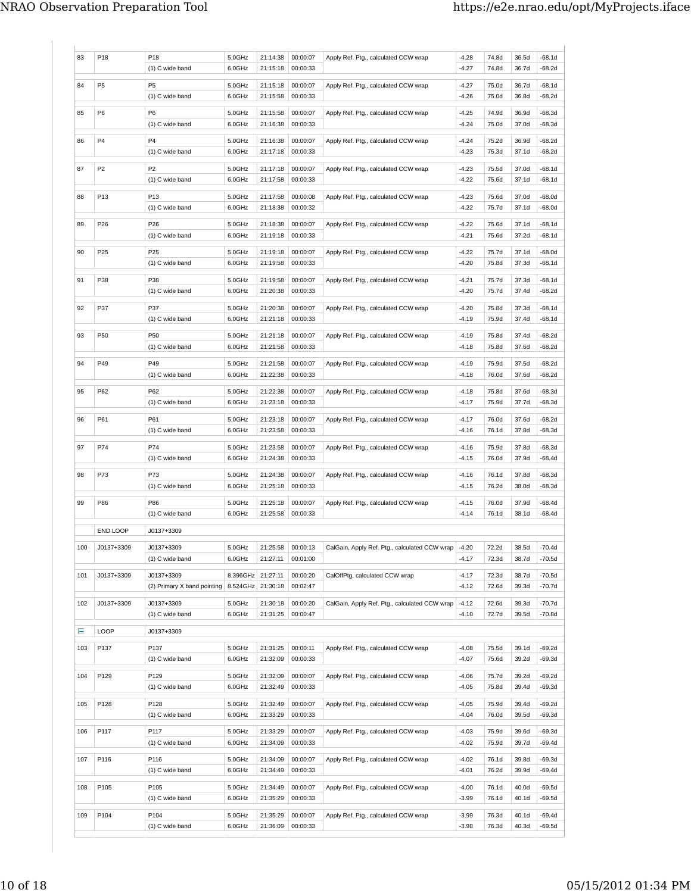| | | | | | | | | | | |
|---|---|---|---|---|---|---|---|---|---|---|
| 83 | P18 | P18 | 5.0GHz | 21:14:38 | 00:00:07 | Apply Ref. Ptg., calculated CCW wrap | -4.28 | 74.8d | 36.5d | -68.1d |
| | | (1) C wide band | 6.0GHz | 21:15:18 | 00:00:33 | | -4.27 | 74.8d | 36.7d | -68.2d |
| 84 | P5 | P5 | 5.0GHz | 21:15:18 | 00:00:07 | Apply Ref. Ptg., calculated CCW wrap | -4.27 | 75.0d | 36.7d | -68.1d |
| | | (1) C wide band | 6.0GHz | 21:15:58 | 00:00:33 | | -4.26 | 75.0d | 36.8d | -68.2d |
| 85 | P6 | P6 | 5.0GHz | 21:15:58 | 00:00:07 | Apply Ref. Ptg., calculated CCW wrap | -4.25 | 74.9d | 36.9d | -68.3d |
| | | (1) C wide band | 6.0GHz | 21:16:38 | 00:00:33 | | -4.24 | 75.0d | 37.0d | -68.3d |
| 86 | P4 | P4 | 5.0GHz | 21:16:38 | 00:00:07 | Apply Ref. Ptg., calculated CCW wrap | -4.24 | 75.2d | 36.9d | -68.2d |
| | | (1) C wide band | 6.0GHz | 21:17:18 | 00:00:33 | | -4.23 | 75.3d | 37.1d | -68.2d |
| 87 | P2 | P2 | 5.0GHz | 21:17:18 | 00:00:07 | Apply Ref. Ptg., calculated CCW wrap | -4.23 | 75.5d | 37.0d | -68.1d |
| | | (1) C wide band | 6.0GHz | 21:17:58 | 00:00:33 | | -4.22 | 75.6d | 37.1d | -68.1d |
| 88 | P13 | P13 | 5.0GHz | 21:17:58 | 00:00:08 | Apply Ref. Ptg., calculated CCW wrap | -4.23 | 75.6d | 37.0d | -68.0d |
| | | (1) C wide band | 6.0GHz | 21:18:38 | 00:00:32 | | -4.22 | 75.7d | 37.1d | -68.0d |
| 89 | P26 | P26 | 5.0GHz | 21:18:38 | 00:00:07 | Apply Ref. Ptg., calculated CCW wrap | -4.22 | 75.6d | 37.1d | -68.1d |
| | | (1) C wide band | 6.0GHz | 21:19:18 | 00:00:33 | | -4.21 | 75.6d | 37.2d | -68.1d |
| 90 | P25 | P25 | 5.0GHz | 21:19:18 | 00:00:07 | Apply Ref. Ptg., calculated CCW wrap | -4.22 | 75.7d | 37.1d | -68.0d |
| | | (1) C wide band | 6.0GHz | 21:19:58 | 00:00:33 | | -4.20 | 75.8d | 37.3d | -68.1d |
| 91 | P38 | P38 | 5.0GHz | 21:19:58 | 00:00:07 | Apply Ref. Ptg., calculated CCW wrap | -4.21 | 75.7d | 37.3d | -68.1d |
| | | (1) C wide band | 6.0GHz | 21:20:38 | 00:00:33 | | -4.20 | 75.7d | 37.4d | -68.2d |
| 92 | P37 | P37 | 5.0GHz | 21:20:38 | 00:00:07 | Apply Ref. Ptg., calculated CCW wrap | -4.20 | 75.8d | 37.3d | -68.1d |
| | | (1) C wide band | 6.0GHz | 21:21:18 | 00:00:33 | | -4.19 | 75.9d | 37.4d | -68.1d |
| 93 | P50 | P50 | 5.0GHz | 21:21:18 | 00:00:07 | Apply Ref. Ptg., calculated CCW wrap | -4.19 | 75.8d | 37.4d | -68.2d |
| | | (1) C wide band | 6.0GHz | 21:21:58 | 00:00:33 | | -4.18 | 75.8d | 37.6d | -68.2d |
| 94 | P49 | P49 | 5.0GHz | 21:21:58 | 00:00:07 | Apply Ref. Ptg., calculated CCW wrap | -4.19 | 75.9d | 37.5d | -68.2d |
| | | (1) C wide band | 6.0GHz | 21:22:38 | 00:00:33 | | -4.18 | 76.0d | 37.6d | -68.2d |
| 95 | P62 | P62 | 5.0GHz | 21:22:38 | 00:00:07 | Apply Ref. Ptg., calculated CCW wrap | -4.18 | 75.8d | 37.6d | -68.3d |
| | | (1) C wide band | 6.0GHz | 21:23:18 | 00:00:33 | | -4.17 | 75.9d | 37.7d | -68.3d |
| 96 | P61 | P61 | 5.0GHz | 21:23:18 | 00:00:07 | Apply Ref. Ptg., calculated CCW wrap | -4.17 | 76.0d | 37.6d | -68.2d |
| | | (1) C wide band | 6.0GHz | 21:23:58 | 00:00:33 | | -4.16 | 76.1d | 37.8d | -68.3d |
| 97 | P74 | P74 | 5.0GHz | 21:23:58 | 00:00:07 | Apply Ref. Ptg., calculated CCW wrap | -4.16 | 75.9d | 37.8d | -68.3d |
| | | (1) C wide band | 6.0GHz | 21:24:38 | 00:00:33 | | -4.15 | 76.0d | 37.9d | -68.4d |
| 98 | P73 | P73 | 5.0GHz | 21:24:38 | 00:00:07 | Apply Ref. Ptg., calculated CCW wrap | -4.16 | 76.1d | 37.8d | -68.3d |
| | | (1) C wide band | 6.0GHz | 21:25:18 | 00:00:33 | | -4.15 | 76.2d | 38.0d | -68.3d |
| 99 | P86 | P86 | 5.0GHz | 21:25:18 | 00:00:07 | Apply Ref. Ptg., calculated CCW wrap | -4.15 | 76.0d | 37.9d | -68.4d |
| | | (1) C wide band | 6.0GHz | 21:25:58 | 00:00:33 | | -4.14 | 76.1d | 38.1d | -68.4d |
| | END LOOP | J0137+3309 | | | | | | | | |
| 100 | J0137+3309 | J0137+3309 | 5.0GHz | 21:25:58 | 00:00:13 | CalGain, Apply Ref. Ptg., calculated CCW wrap | -4.20 | 72.2d | 38.5d | -70.4d |
| | | (1) C wide band | 6.0GHz | 21:27:11 | 00:01:00 | | -4.17 | 72.3d | 38.7d | -70.5d |
| 101 | J0137+3309 | J0137+3309 | 8.396GHz | 21:27:11 | 00:00:20 | CalOffPtg, calculated CCW wrap | -4.17 | 72.3d | 38.7d | -70.5d |
| | | (2) Primary X band pointing | 8.524GHz | 21:30:18 | 00:02:47 | | -4.12 | 72.6d | 39.3d | -70.7d |
| 102 | J0137+3309 | J0137+3309 | 5.0GHz | 21:30:18 | 00:00:20 | CalGain, Apply Ref. Ptg., calculated CCW wrap | -4.12 | 72.6d | 39.3d | -70.7d |
| | | (1) C wide band | 6.0GHz | 21:31:25 | 00:00:47 | | -4.10 | 72.7d | 39.5d | -70.8d |
| | LOOP | J0137+3309 | | | | | | | | |
| 103 | P137 | P137 | 5.0GHz | 21:31:25 | 00:00:11 | Apply Ref. Ptg., calculated CCW wrap | -4.08 | 75.5d | 39.1d | -69.2d |
| | | (1) C wide band | 6.0GHz | 21:32:09 | 00:00:33 | | -4.07 | 75.6d | 39.2d | -69.3d |
| 104 | P129 | P129 | 5.0GHz | 21:32:09 | 00:00:07 | Apply Ref. Ptg., calculated CCW wrap | -4.06 | 75.7d | 39.2d | -69.2d |
| | | (1) C wide band | 6.0GHz | 21:32:49 | 00:00:33 | | -4.05 | 75.8d | 39.4d | -69.3d |
| 105 | P128 | P128 | 5.0GHz | 21:32:49 | 00:00:07 | Apply Ref. Ptg., calculated CCW wrap | -4.05 | 75.9d | 39.4d | -69.2d |
| | | (1) C wide band | 6.0GHz | 21:33:29 | 00:00:33 | | -4.04 | 76.0d | 39.5d | -69.3d |
| 106 | P117 | P117 | 5.0GHz | 21:33:29 | 00:00:07 | Apply Ref. Ptg., calculated CCW wrap | -4.03 | 75.9d | 39.6d | -69.3d |
| | | (1) C wide band | 6.0GHz | 21:34:09 | 00:00:33 | | -4.02 | 75.9d | 39.7d | -69.4d |
| 107 | P116 | P116 | 5.0GHz | 21:34:09 | 00:00:07 | Apply Ref. Ptg., calculated CCW wrap | -4.02 | 76.1d | 39.8d | -69.3d |
| | | (1) C wide band | 6.0GHz | 21:34:49 | 00:00:33 | | -4.01 | 76.2d | 39.9d | -69.4d |
| 108 | P105 | P105 | 5.0GHz | 21:34:49 | 00:00:07 | Apply Ref. Ptg., calculated CCW wrap | -4.00 | 76.1d | 40.0d | -69.5d |
| | | (1) C wide band | 6.0GHz | 21:35:29 | 00:00:33 | | -3.99 | 76.1d | 40.1d | -69.5d |
| 109 | P104 | P104 | 5.0GHz | 21:35:29 | 00:00:07 | Apply Ref. Ptg., calculated CCW wrap | -3.99 | 76.3d | 40.1d | -69.4d |
| | | (1) C wide band | 6.0GHz | 21:36:09 | 00:00:33 | | -3.98 | 76.3d | 40.3d | -69.5d |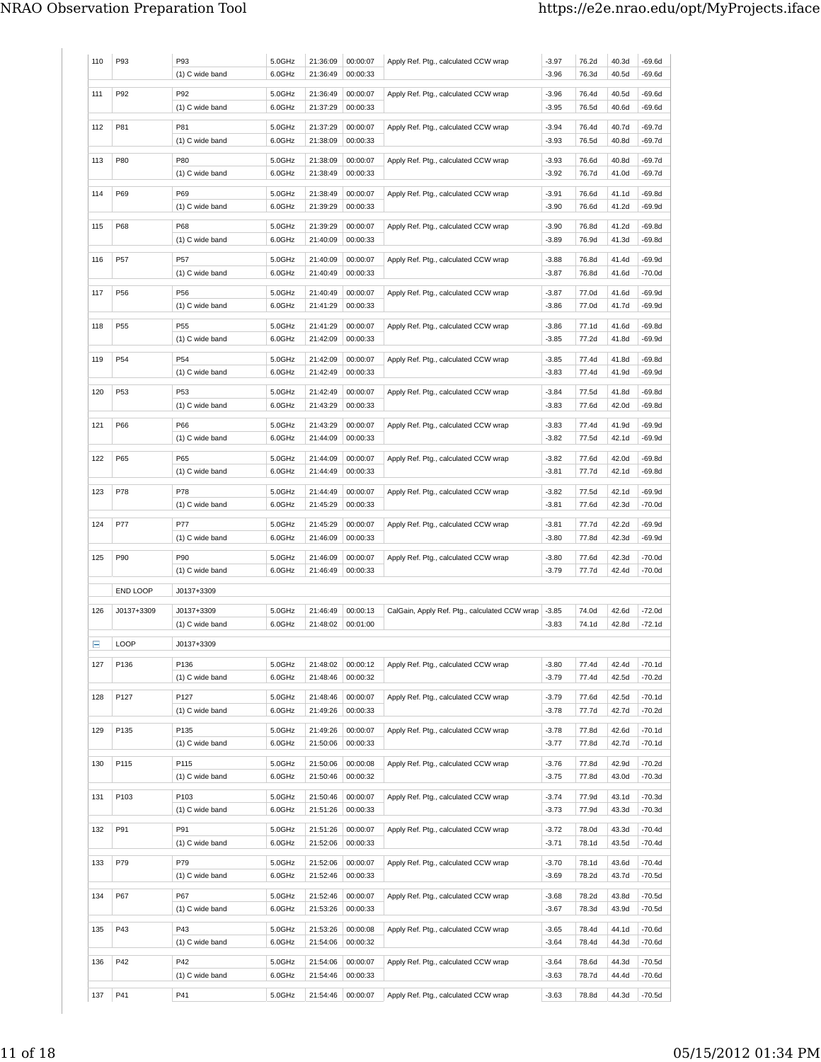| # | Source | Setup | Freq | Start | Duration | Notes | | | | |
|---|---|---|---|---|---|---|---|---|---|---|
| 110 | P93 | P93 | 5.0GHz | 21:36:09 | 00:00:07 | Apply Ref. Ptg., calculated CCW wrap | -3.97 | 76.2d | 40.3d | -69.6d |
| | | (1) C wide band | 6.0GHz | 21:36:49 | 00:00:33 | | -3.96 | 76.3d | 40.5d | -69.6d |
| 111 | P92 | P92 | 5.0GHz | 21:36:49 | 00:00:07 | Apply Ref. Ptg., calculated CCW wrap | -3.96 | 76.4d | 40.5d | -69.6d |
| | | (1) C wide band | 6.0GHz | 21:37:29 | 00:00:33 | | -3.95 | 76.5d | 40.6d | -69.6d |
| 112 | P81 | P81 | 5.0GHz | 21:37:29 | 00:00:07 | Apply Ref. Ptg., calculated CCW wrap | -3.94 | 76.4d | 40.7d | -69.7d |
| | | (1) C wide band | 6.0GHz | 21:38:09 | 00:00:33 | | -3.93 | 76.5d | 40.8d | -69.7d |
| 113 | P80 | P80 | 5.0GHz | 21:38:09 | 00:00:07 | Apply Ref. Ptg., calculated CCW wrap | -3.93 | 76.6d | 40.8d | -69.7d |
| | | (1) C wide band | 6.0GHz | 21:38:49 | 00:00:33 | | -3.92 | 76.7d | 41.0d | -69.7d |
| 114 | P69 | P69 | 5.0GHz | 21:38:49 | 00:00:07 | Apply Ref. Ptg., calculated CCW wrap | -3.91 | 76.6d | 41.1d | -69.8d |
| | | (1) C wide band | 6.0GHz | 21:39:29 | 00:00:33 | | -3.90 | 76.6d | 41.2d | -69.9d |
| 115 | P68 | P68 | 5.0GHz | 21:39:29 | 00:00:07 | Apply Ref. Ptg., calculated CCW wrap | -3.90 | 76.8d | 41.2d | -69.8d |
| | | (1) C wide band | 6.0GHz | 21:40:09 | 00:00:33 | | -3.89 | 76.9d | 41.3d | -69.8d |
| 116 | P57 | P57 | 5.0GHz | 21:40:09 | 00:00:07 | Apply Ref. Ptg., calculated CCW wrap | -3.88 | 76.8d | 41.4d | -69.9d |
| | | (1) C wide band | 6.0GHz | 21:40:49 | 00:00:33 | | -3.87 | 76.8d | 41.6d | -70.0d |
| 117 | P56 | P56 | 5.0GHz | 21:40:49 | 00:00:07 | Apply Ref. Ptg., calculated CCW wrap | -3.87 | 77.0d | 41.6d | -69.9d |
| | | (1) C wide band | 6.0GHz | 21:41:29 | 00:00:33 | | -3.86 | 77.0d | 41.7d | -69.9d |
| 118 | P55 | P55 | 5.0GHz | 21:41:29 | 00:00:07 | Apply Ref. Ptg., calculated CCW wrap | -3.86 | 77.1d | 41.6d | -69.8d |
| | | (1) C wide band | 6.0GHz | 21:42:09 | 00:00:33 | | -3.85 | 77.2d | 41.8d | -69.9d |
| 119 | P54 | P54 | 5.0GHz | 21:42:09 | 00:00:07 | Apply Ref. Ptg., calculated CCW wrap | -3.85 | 77.4d | 41.8d | -69.8d |
| | | (1) C wide band | 6.0GHz | 21:42:49 | 00:00:33 | | -3.83 | 77.4d | 41.9d | -69.9d |
| 120 | P53 | P53 | 5.0GHz | 21:42:49 | 00:00:07 | Apply Ref. Ptg., calculated CCW wrap | -3.84 | 77.5d | 41.8d | -69.8d |
| | | (1) C wide band | 6.0GHz | 21:43:29 | 00:00:33 | | -3.83 | 77.6d | 42.0d | -69.8d |
| 121 | P66 | P66 | 5.0GHz | 21:43:29 | 00:00:07 | Apply Ref. Ptg., calculated CCW wrap | -3.83 | 77.4d | 41.9d | -69.9d |
| | | (1) C wide band | 6.0GHz | 21:44:09 | 00:00:33 | | -3.82 | 77.5d | 42.1d | -69.9d |
| 122 | P65 | P65 | 5.0GHz | 21:44:09 | 00:00:07 | Apply Ref. Ptg., calculated CCW wrap | -3.82 | 77.6d | 42.0d | -69.8d |
| | | (1) C wide band | 6.0GHz | 21:44:49 | 00:00:33 | | -3.81 | 77.7d | 42.1d | -69.8d |
| 123 | P78 | P78 | 5.0GHz | 21:44:49 | 00:00:07 | Apply Ref. Ptg., calculated CCW wrap | -3.82 | 77.5d | 42.1d | -69.9d |
| | | (1) C wide band | 6.0GHz | 21:45:29 | 00:00:33 | | -3.81 | 77.6d | 42.3d | -70.0d |
| 124 | P77 | P77 | 5.0GHz | 21:45:29 | 00:00:07 | Apply Ref. Ptg., calculated CCW wrap | -3.81 | 77.7d | 42.2d | -69.9d |
| | | (1) C wide band | 6.0GHz | 21:46:09 | 00:00:33 | | -3.80 | 77.8d | 42.3d | -69.9d |
| 125 | P90 | P90 | 5.0GHz | 21:46:09 | 00:00:07 | Apply Ref. Ptg., calculated CCW wrap | -3.80 | 77.6d | 42.3d | -70.0d |
| | | (1) C wide band | 6.0GHz | 21:46:49 | 00:00:33 | | -3.79 | 77.7d | 42.4d | -70.0d |
| | END LOOP | J0137+3309 | | | | | | | | |
| 126 | J0137+3309 | J0137+3309 | 5.0GHz | 21:46:49 | 00:00:13 | CalGain, Apply Ref. Ptg., calculated CCW wrap | -3.85 | 74.0d | 42.6d | -72.0d |
| | | (1) C wide band | 6.0GHz | 21:48:02 | 00:01:00 | | -3.83 | 74.1d | 42.8d | -72.1d |
| | LOOP | J0137+3309 | | | | | | | | |
| 127 | P136 | P136 | 5.0GHz | 21:48:02 | 00:00:12 | Apply Ref. Ptg., calculated CCW wrap | -3.80 | 77.4d | 42.4d | -70.1d |
| | | (1) C wide band | 6.0GHz | 21:48:46 | 00:00:32 | | -3.79 | 77.4d | 42.5d | -70.2d |
| 128 | P127 | P127 | 5.0GHz | 21:48:46 | 00:00:07 | Apply Ref. Ptg., calculated CCW wrap | -3.79 | 77.6d | 42.5d | -70.1d |
| | | (1) C wide band | 6.0GHz | 21:49:26 | 00:00:33 | | -3.78 | 77.7d | 42.7d | -70.2d |
| 129 | P135 | P135 | 5.0GHz | 21:49:26 | 00:00:07 | Apply Ref. Ptg., calculated CCW wrap | -3.78 | 77.8d | 42.6d | -70.1d |
| | | (1) C wide band | 6.0GHz | 21:50:06 | 00:00:33 | | -3.77 | 77.8d | 42.7d | -70.1d |
| 130 | P115 | P115 | 5.0GHz | 21:50:06 | 00:00:08 | Apply Ref. Ptg., calculated CCW wrap | -3.76 | 77.8d | 42.9d | -70.2d |
| | | (1) C wide band | 6.0GHz | 21:50:46 | 00:00:32 | | -3.75 | 77.8d | 43.0d | -70.3d |
| 131 | P103 | P103 | 5.0GHz | 21:50:46 | 00:00:07 | Apply Ref. Ptg., calculated CCW wrap | -3.74 | 77.9d | 43.1d | -70.3d |
| | | (1) C wide band | 6.0GHz | 21:51:26 | 00:00:33 | | -3.73 | 77.9d | 43.3d | -70.3d |
| 132 | P91 | P91 | 5.0GHz | 21:51:26 | 00:00:07 | Apply Ref. Ptg., calculated CCW wrap | -3.72 | 78.0d | 43.3d | -70.4d |
| | | (1) C wide band | 6.0GHz | 21:52:06 | 00:00:33 | | -3.71 | 78.1d | 43.5d | -70.4d |
| 133 | P79 | P79 | 5.0GHz | 21:52:06 | 00:00:07 | Apply Ref. Ptg., calculated CCW wrap | -3.70 | 78.1d | 43.6d | -70.4d |
| | | (1) C wide band | 6.0GHz | 21:52:46 | 00:00:33 | | -3.69 | 78.2d | 43.7d | -70.5d |
| 134 | P67 | P67 | 5.0GHz | 21:52:46 | 00:00:07 | Apply Ref. Ptg., calculated CCW wrap | -3.68 | 78.2d | 43.8d | -70.5d |
| | | (1) C wide band | 6.0GHz | 21:53:26 | 00:00:33 | | -3.67 | 78.3d | 43.9d | -70.5d |
| 135 | P43 | P43 | 5.0GHz | 21:53:26 | 00:00:08 | Apply Ref. Ptg., calculated CCW wrap | -3.65 | 78.4d | 44.1d | -70.6d |
| | | (1) C wide band | 6.0GHz | 21:54:06 | 00:00:32 | | -3.64 | 78.4d | 44.3d | -70.6d |
| 136 | P42 | P42 | 5.0GHz | 21:54:06 | 00:00:07 | Apply Ref. Ptg., calculated CCW wrap | -3.64 | 78.6d | 44.3d | -70.5d |
| | | (1) C wide band | 6.0GHz | 21:54:46 | 00:00:33 | | -3.63 | 78.7d | 44.4d | -70.6d |
| 137 | P41 | P41 | 5.0GHz | 21:54:46 | 00:00:07 | Apply Ref. Ptg., calculated CCW wrap | -3.63 | 78.8d | 44.3d | -70.5d |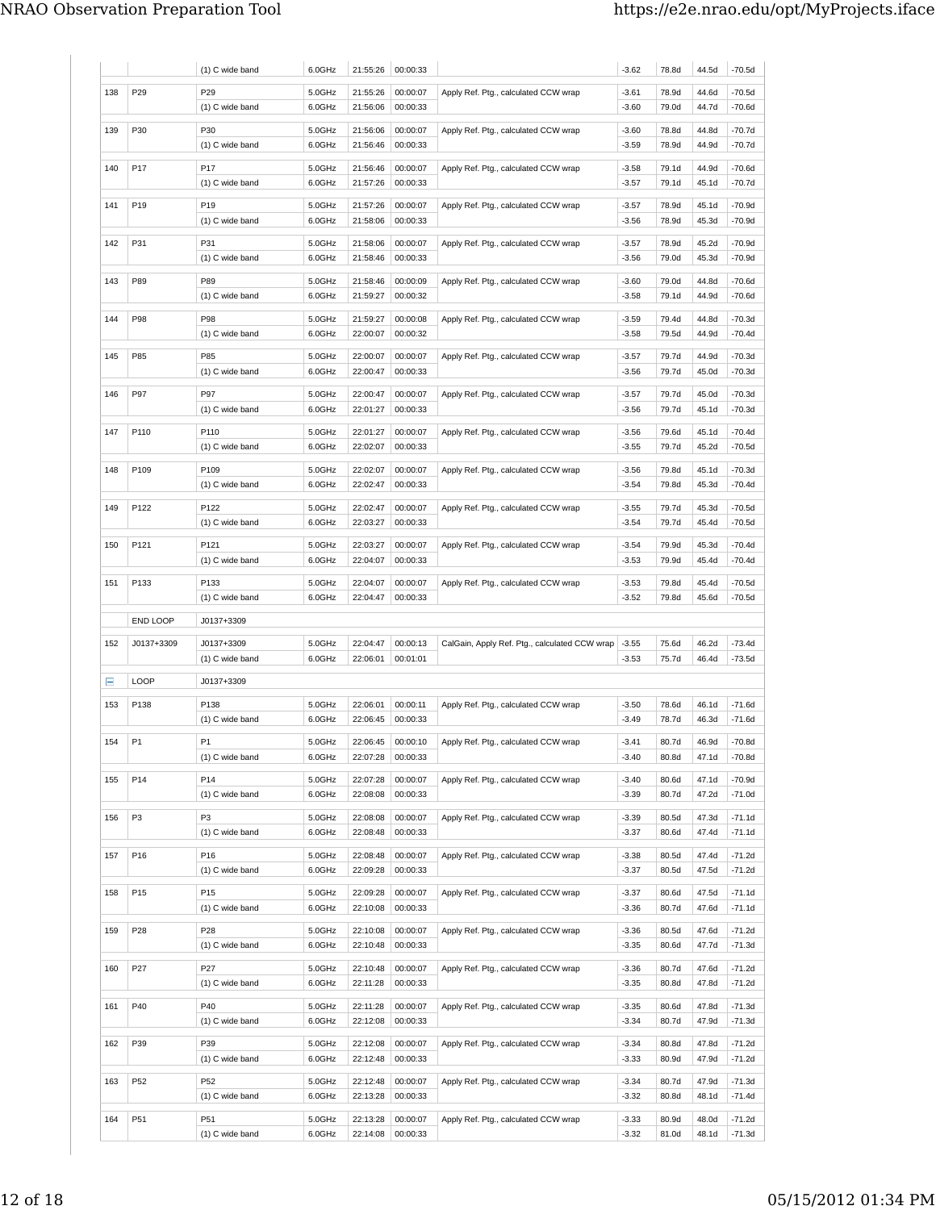| | | | | | | | | | | |
|---|---|---|---|---|---|---|---|---|---|---|
| | | (1) C wide band | 6.0GHz | 21:55:26 | 00:00:33 | | -3.62 | 78.8d | 44.5d | -70.5d |
| 138 | P29 | P29 | 5.0GHz | 21:55:26 | 00:00:07 | Apply Ref. Ptg., calculated CCW wrap | -3.61 | 78.9d | 44.6d | -70.5d |
| | | (1) C wide band | 6.0GHz | 21:56:06 | 00:00:33 | | -3.60 | 79.0d | 44.7d | -70.6d |
| 139 | P30 | P30 | 5.0GHz | 21:56:06 | 00:00:07 | Apply Ref. Ptg., calculated CCW wrap | -3.60 | 78.8d | 44.8d | -70.7d |
| | | (1) C wide band | 6.0GHz | 21:56:46 | 00:00:33 | | -3.59 | 78.9d | 44.9d | -70.7d |
| 140 | P17 | P17 | 5.0GHz | 21:56:46 | 00:00:07 | Apply Ref. Ptg., calculated CCW wrap | -3.58 | 79.1d | 44.9d | -70.6d |
| | | (1) C wide band | 6.0GHz | 21:57:26 | 00:00:33 | | -3.57 | 79.1d | 45.1d | -70.7d |
| 141 | P19 | P19 | 5.0GHz | 21:57:26 | 00:00:07 | Apply Ref. Ptg., calculated CCW wrap | -3.57 | 78.9d | 45.1d | -70.9d |
| | | (1) C wide band | 6.0GHz | 21:58:06 | 00:00:33 | | -3.56 | 78.9d | 45.3d | -70.9d |
| 142 | P31 | P31 | 5.0GHz | 21:58:06 | 00:00:07 | Apply Ref. Ptg., calculated CCW wrap | -3.57 | 78.9d | 45.2d | -70.9d |
| | | (1) C wide band | 6.0GHz | 21:58:46 | 00:00:33 | | -3.56 | 79.0d | 45.3d | -70.9d |
| 143 | P89 | P89 | 5.0GHz | 21:58:46 | 00:00:09 | Apply Ref. Ptg., calculated CCW wrap | -3.60 | 79.0d | 44.8d | -70.6d |
| | | (1) C wide band | 6.0GHz | 21:59:27 | 00:00:32 | | -3.58 | 79.1d | 44.9d | -70.6d |
| 144 | P98 | P98 | 5.0GHz | 21:59:27 | 00:00:08 | Apply Ref. Ptg., calculated CCW wrap | -3.59 | 79.4d | 44.8d | -70.3d |
| | | (1) C wide band | 6.0GHz | 22:00:07 | 00:00:32 | | -3.58 | 79.5d | 44.9d | -70.4d |
| 145 | P85 | P85 | 5.0GHz | 22:00:07 | 00:00:07 | Apply Ref. Ptg., calculated CCW wrap | -3.57 | 79.7d | 44.9d | -70.3d |
| | | (1) C wide band | 6.0GHz | 22:00:47 | 00:00:33 | | -3.56 | 79.7d | 45.0d | -70.3d |
| 146 | P97 | P97 | 5.0GHz | 22:00:47 | 00:00:07 | Apply Ref. Ptg., calculated CCW wrap | -3.57 | 79.7d | 45.0d | -70.3d |
| | | (1) C wide band | 6.0GHz | 22:01:27 | 00:00:33 | | -3.56 | 79.7d | 45.1d | -70.3d |
| 147 | P110 | P110 | 5.0GHz | 22:01:27 | 00:00:07 | Apply Ref. Ptg., calculated CCW wrap | -3.56 | 79.6d | 45.1d | -70.4d |
| | | (1) C wide band | 6.0GHz | 22:02:07 | 00:00:33 | | -3.55 | 79.7d | 45.2d | -70.5d |
| 148 | P109 | P109 | 5.0GHz | 22:02:07 | 00:00:07 | Apply Ref. Ptg., calculated CCW wrap | -3.56 | 79.8d | 45.1d | -70.3d |
| | | (1) C wide band | 6.0GHz | 22:02:47 | 00:00:33 | | -3.54 | 79.8d | 45.3d | -70.4d |
| 149 | P122 | P122 | 5.0GHz | 22:02:47 | 00:00:07 | Apply Ref. Ptg., calculated CCW wrap | -3.55 | 79.7d | 45.3d | -70.5d |
| | | (1) C wide band | 6.0GHz | 22:03:27 | 00:00:33 | | -3.54 | 79.7d | 45.4d | -70.5d |
| 150 | P121 | P121 | 5.0GHz | 22:03:27 | 00:00:07 | Apply Ref. Ptg., calculated CCW wrap | -3.54 | 79.9d | 45.3d | -70.4d |
| | | (1) C wide band | 6.0GHz | 22:04:07 | 00:00:33 | | -3.53 | 79.9d | 45.4d | -70.4d |
| 151 | P133 | P133 | 5.0GHz | 22:04:07 | 00:00:07 | Apply Ref. Ptg., calculated CCW wrap | -3.53 | 79.8d | 45.4d | -70.5d |
| | | (1) C wide band | 6.0GHz | 22:04:47 | 00:00:33 | | -3.52 | 79.8d | 45.6d | -70.5d |
| | END LOOP | J0137+3309 | | | | | | | | |
| 152 | J0137+3309 | J0137+3309 | 5.0GHz | 22:04:47 | 00:00:13 | CalGain, Apply Ref. Ptg., calculated CCW wrap | -3.55 | 75.6d | 46.2d | -73.4d |
| | | (1) C wide band | 6.0GHz | 22:06:01 | 00:01:01 | | -3.53 | 75.7d | 46.4d | -73.5d |
| ⊟ | LOOP | J0137+3309 | | | | | | | | |
| 153 | P138 | P138 | 5.0GHz | 22:06:01 | 00:00:11 | Apply Ref. Ptg., calculated CCW wrap | -3.50 | 78.6d | 46.1d | -71.6d |
| | | (1) C wide band | 6.0GHz | 22:06:45 | 00:00:33 | | -3.49 | 78.7d | 46.3d | -71.6d |
| 154 | P1 | P1 | 5.0GHz | 22:06:45 | 00:00:10 | Apply Ref. Ptg., calculated CCW wrap | -3.41 | 80.7d | 46.9d | -70.8d |
| | | (1) C wide band | 6.0GHz | 22:07:28 | 00:00:33 | | -3.40 | 80.8d | 47.1d | -70.8d |
| 155 | P14 | P14 | 5.0GHz | 22:07:28 | 00:00:07 | Apply Ref. Ptg., calculated CCW wrap | -3.40 | 80.6d | 47.1d | -70.9d |
| | | (1) C wide band | 6.0GHz | 22:08:08 | 00:00:33 | | -3.39 | 80.7d | 47.2d | -71.0d |
| 156 | P3 | P3 | 5.0GHz | 22:08:08 | 00:00:07 | Apply Ref. Ptg., calculated CCW wrap | -3.39 | 80.5d | 47.3d | -71.1d |
| | | (1) C wide band | 6.0GHz | 22:08:48 | 00:00:33 | | -3.37 | 80.6d | 47.4d | -71.1d |
| 157 | P16 | P16 | 5.0GHz | 22:08:48 | 00:00:07 | Apply Ref. Ptg., calculated CCW wrap | -3.38 | 80.5d | 47.4d | -71.2d |
| | | (1) C wide band | 6.0GHz | 22:09:28 | 00:00:33 | | -3.37 | 80.5d | 47.5d | -71.2d |
| 158 | P15 | P15 | 5.0GHz | 22:09:28 | 00:00:07 | Apply Ref. Ptg., calculated CCW wrap | -3.37 | 80.6d | 47.5d | -71.1d |
| | | (1) C wide band | 6.0GHz | 22:10:08 | 00:00:33 | | -3.36 | 80.7d | 47.6d | -71.1d |
| 159 | P28 | P28 | 5.0GHz | 22:10:08 | 00:00:07 | Apply Ref. Ptg., calculated CCW wrap | -3.36 | 80.5d | 47.6d | -71.2d |
| | | (1) C wide band | 6.0GHz | 22:10:48 | 00:00:33 | | -3.35 | 80.6d | 47.7d | -71.3d |
| 160 | P27 | P27 | 5.0GHz | 22:10:48 | 00:00:07 | Apply Ref. Ptg., calculated CCW wrap | -3.36 | 80.7d | 47.6d | -71.2d |
| | | (1) C wide band | 6.0GHz | 22:11:28 | 00:00:33 | | -3.35 | 80.8d | 47.8d | -71.2d |
| 161 | P40 | P40 | 5.0GHz | 22:11:28 | 00:00:07 | Apply Ref. Ptg., calculated CCW wrap | -3.35 | 80.6d | 47.8d | -71.3d |
| | | (1) C wide band | 6.0GHz | 22:12:08 | 00:00:33 | | -3.34 | 80.7d | 47.9d | -71.3d |
| 162 | P39 | P39 | 5.0GHz | 22:12:08 | 00:00:07 | Apply Ref. Ptg., calculated CCW wrap | -3.34 | 80.8d | 47.8d | -71.2d |
| | | (1) C wide band | 6.0GHz | 22:12:48 | 00:00:33 | | -3.33 | 80.9d | 47.9d | -71.2d |
| 163 | P52 | P52 | 5.0GHz | 22:12:48 | 00:00:07 | Apply Ref. Ptg., calculated CCW wrap | -3.34 | 80.7d | 47.9d | -71.3d |
| | | (1) C wide band | 6.0GHz | 22:13:28 | 00:00:33 | | -3.32 | 80.8d | 48.1d | -71.4d |
| 164 | P51 | P51 | 5.0GHz | 22:13:28 | 00:00:07 | Apply Ref. Ptg., calculated CCW wrap | -3.33 | 80.9d | 48.0d | -71.2d |
| | | (1) C wide band | 6.0GHz | 22:14:08 | 00:00:33 | | -3.32 | 81.0d | 48.1d | -71.3d |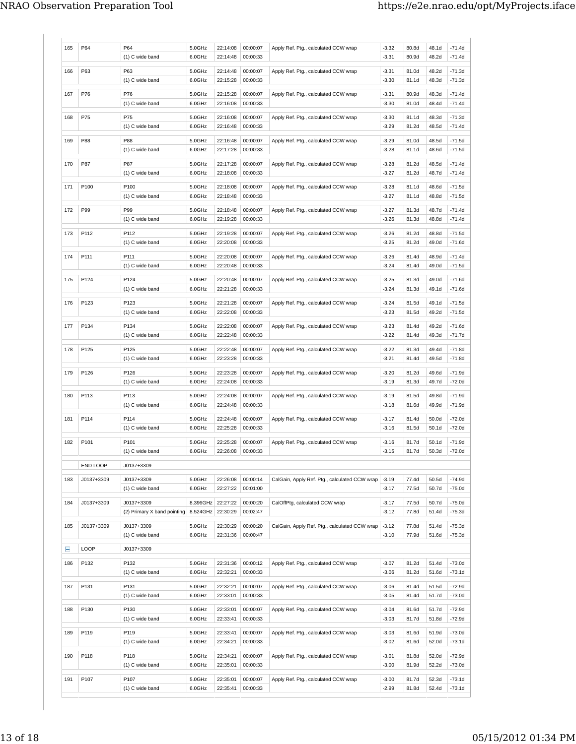| # | Source | Name/Setup | Freq | Start | Duration | Notes | HA | El | Az | Par |
|---|---|---|---|---|---|---|---|---|---|---|
| 165 | P64 | P64 | 5.0GHz | 22:14:08 | 00:00:07 | Apply Ref. Ptg., calculated CCW wrap | -3.32 | 80.8d | 48.1d | -71.4d |
| | | (1) C wide band | 6.0GHz | 22:14:48 | 00:00:33 | | -3.31 | 80.9d | 48.2d | -71.4d |
| 166 | P63 | P63 | 5.0GHz | 22:14:48 | 00:00:07 | Apply Ref. Ptg., calculated CCW wrap | -3.31 | 81.0d | 48.2d | -71.3d |
| | | (1) C wide band | 6.0GHz | 22:15:28 | 00:00:33 | | -3.30 | 81.1d | 48.3d | -71.3d |
| 167 | P76 | P76 | 5.0GHz | 22:15:28 | 00:00:07 | Apply Ref. Ptg., calculated CCW wrap | -3.31 | 80.9d | 48.3d | -71.4d |
| | | (1) C wide band | 6.0GHz | 22:16:08 | 00:00:33 | | -3.30 | 81.0d | 48.4d | -71.4d |
| 168 | P75 | P75 | 5.0GHz | 22:16:08 | 00:00:07 | Apply Ref. Ptg., calculated CCW wrap | -3.30 | 81.1d | 48.3d | -71.3d |
| | | (1) C wide band | 6.0GHz | 22:16:48 | 00:00:33 | | -3.29 | 81.2d | 48.5d | -71.4d |
| 169 | P88 | P88 | 5.0GHz | 22:16:48 | 00:00:07 | Apply Ref. Ptg., calculated CCW wrap | -3.29 | 81.0d | 48.5d | -71.5d |
| | | (1) C wide band | 6.0GHz | 22:17:28 | 00:00:33 | | -3.28 | 81.1d | 48.6d | -71.5d |
| 170 | P87 | P87 | 5.0GHz | 22:17:28 | 00:00:07 | Apply Ref. Ptg., calculated CCW wrap | -3.28 | 81.2d | 48.5d | -71.4d |
| | | (1) C wide band | 6.0GHz | 22:18:08 | 00:00:33 | | -3.27 | 81.2d | 48.7d | -71.4d |
| 171 | P100 | P100 | 5.0GHz | 22:18:08 | 00:00:07 | Apply Ref. Ptg., calculated CCW wrap | -3.28 | 81.1d | 48.6d | -71.5d |
| | | (1) C wide band | 6.0GHz | 22:18:48 | 00:00:33 | | -3.27 | 81.1d | 48.8d | -71.5d |
| 172 | P99 | P99 | 5.0GHz | 22:18:48 | 00:00:07 | Apply Ref. Ptg., calculated CCW wrap | -3.27 | 81.3d | 48.7d | -71.4d |
| | | (1) C wide band | 6.0GHz | 22:19:28 | 00:00:33 | | -3.26 | 81.3d | 48.8d | -71.4d |
| 173 | P112 | P112 | 5.0GHz | 22:19:28 | 00:00:07 | Apply Ref. Ptg., calculated CCW wrap | -3.26 | 81.2d | 48.8d | -71.5d |
| | | (1) C wide band | 6.0GHz | 22:20:08 | 00:00:33 | | -3.25 | 81.2d | 49.0d | -71.6d |
| 174 | P111 | P111 | 5.0GHz | 22:20:08 | 00:00:07 | Apply Ref. Ptg., calculated CCW wrap | -3.26 | 81.4d | 48.9d | -71.4d |
| | | (1) C wide band | 6.0GHz | 22:20:48 | 00:00:33 | | -3.24 | 81.4d | 49.0d | -71.5d |
| 175 | P124 | P124 | 5.0GHz | 22:20:48 | 00:00:07 | Apply Ref. Ptg., calculated CCW wrap | -3.25 | 81.3d | 49.0d | -71.6d |
| | | (1) C wide band | 6.0GHz | 22:21:28 | 00:00:33 | | -3.24 | 81.3d | 49.1d | -71.6d |
| 176 | P123 | P123 | 5.0GHz | 22:21:28 | 00:00:07 | Apply Ref. Ptg., calculated CCW wrap | -3.24 | 81.5d | 49.1d | -71.5d |
| | | (1) C wide band | 6.0GHz | 22:22:08 | 00:00:33 | | -3.23 | 81.5d | 49.2d | -71.5d |
| 177 | P134 | P134 | 5.0GHz | 22:22:08 | 00:00:07 | Apply Ref. Ptg., calculated CCW wrap | -3.23 | 81.4d | 49.2d | -71.6d |
| | | (1) C wide band | 6.0GHz | 22:22:48 | 00:00:33 | | -3.22 | 81.4d | 49.3d | -71.7d |
| 178 | P125 | P125 | 5.0GHz | 22:22:48 | 00:00:07 | Apply Ref. Ptg., calculated CCW wrap | -3.22 | 81.3d | 49.4d | -71.8d |
| | | (1) C wide band | 6.0GHz | 22:23:28 | 00:00:33 | | -3.21 | 81.4d | 49.5d | -71.8d |
| 179 | P126 | P126 | 5.0GHz | 22:23:28 | 00:00:07 | Apply Ref. Ptg., calculated CCW wrap | -3.20 | 81.2d | 49.6d | -71.9d |
| | | (1) C wide band | 6.0GHz | 22:24:08 | 00:00:33 | | -3.19 | 81.3d | 49.7d | -72.0d |
| 180 | P113 | P113 | 5.0GHz | 22:24:08 | 00:00:07 | Apply Ref. Ptg., calculated CCW wrap | -3.19 | 81.5d | 49.8d | -71.9d |
| | | (1) C wide band | 6.0GHz | 22:24:48 | 00:00:33 | | -3.18 | 81.6d | 49.9d | -71.9d |
| 181 | P114 | P114 | 5.0GHz | 22:24:48 | 00:00:07 | Apply Ref. Ptg., calculated CCW wrap | -3.17 | 81.4d | 50.0d | -72.0d |
| | | (1) C wide band | 6.0GHz | 22:25:28 | 00:00:33 | | -3.16 | 81.5d | 50.1d | -72.0d |
| 182 | P101 | P101 | 5.0GHz | 22:25:28 | 00:00:07 | Apply Ref. Ptg., calculated CCW wrap | -3.16 | 81.7d | 50.1d | -71.9d |
| | | (1) C wide band | 6.0GHz | 22:26:08 | 00:00:33 | | -3.15 | 81.7d | 50.3d | -72.0d |
| | END LOOP | J0137+3309 | | | | | | | | |
| 183 | J0137+3309 | J0137+3309 | 5.0GHz | 22:26:08 | 00:00:14 | CalGain, Apply Ref. Ptg., calculated CCW wrap | -3.19 | 77.4d | 50.5d | -74.9d |
| | | (1) C wide band | 6.0GHz | 22:27:22 | 00:01:00 | | -3.17 | 77.5d | 50.7d | -75.0d |
| 184 | J0137+3309 | J0137+3309 | 8.396GHz | 22:27:22 | 00:00:20 | CalOffPtg, calculated CCW wrap | -3.17 | 77.5d | 50.7d | -75.0d |
| | | (2) Primary X band pointing | 8.524GHz | 22:30:29 | 00:02:47 | | -3.12 | 77.8d | 51.4d | -75.3d |
| 185 | J0137+3309 | J0137+3309 | 5.0GHz | 22:30:29 | 00:00:20 | CalGain, Apply Ref. Ptg., calculated CCW wrap | -3.12 | 77.8d | 51.4d | -75.3d |
| | | (1) C wide band | 6.0GHz | 22:31:36 | 00:00:47 | | -3.10 | 77.9d | 51.6d | -75.3d |
| | LOOP | J0137+3309 | | | | | | | | |
| 186 | P132 | P132 | 5.0GHz | 22:31:36 | 00:00:12 | Apply Ref. Ptg., calculated CCW wrap | -3.07 | 81.2d | 51.4d | -73.0d |
| | | (1) C wide band | 6.0GHz | 22:32:21 | 00:00:33 | | -3.06 | 81.2d | 51.6d | -73.1d |
| 187 | P131 | P131 | 5.0GHz | 22:32:21 | 00:00:07 | Apply Ref. Ptg., calculated CCW wrap | -3.06 | 81.4d | 51.5d | -72.9d |
| | | (1) C wide band | 6.0GHz | 22:33:01 | 00:00:33 | | -3.05 | 81.4d | 51.7d | -73.0d |
| 188 | P130 | P130 | 5.0GHz | 22:33:01 | 00:00:07 | Apply Ref. Ptg., calculated CCW wrap | -3.04 | 81.6d | 51.7d | -72.9d |
| | | (1) C wide band | 6.0GHz | 22:33:41 | 00:00:33 | | -3.03 | 81.7d | 51.8d | -72.9d |
| 189 | P119 | P119 | 5.0GHz | 22:33:41 | 00:00:07 | Apply Ref. Ptg., calculated CCW wrap | -3.03 | 81.6d | 51.9d | -73.0d |
| | | (1) C wide band | 6.0GHz | 22:34:21 | 00:00:33 | | -3.02 | 81.6d | 52.0d | -73.1d |
| 190 | P118 | P118 | 5.0GHz | 22:34:21 | 00:00:07 | Apply Ref. Ptg., calculated CCW wrap | -3.01 | 81.8d | 52.0d | -72.9d |
| | | (1) C wide band | 6.0GHz | 22:35:01 | 00:00:33 | | -3.00 | 81.9d | 52.2d | -73.0d |
| 191 | P107 | P107 | 5.0GHz | 22:35:01 | 00:00:07 | Apply Ref. Ptg., calculated CCW wrap | -3.00 | 81.7d | 52.3d | -73.1d |
| | | (1) C wide band | 6.0GHz | 22:35:41 | 00:00:33 | | -2.99 | 81.8d | 52.4d | -73.1d |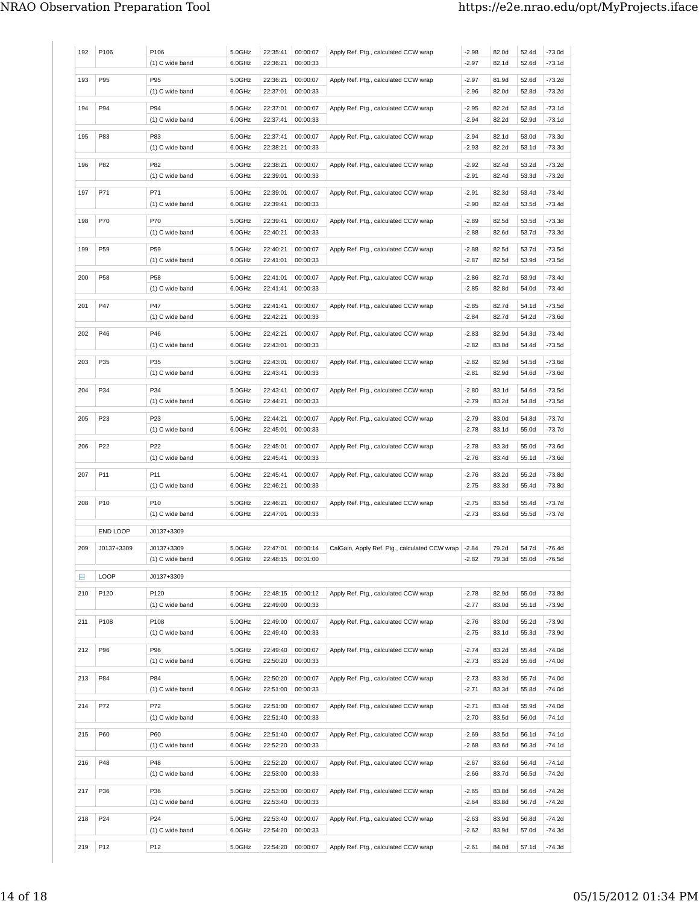| | | | | | | | | | | |
|---|---|---|---|---|---|---|---|---|---|---|
| 192 | P106 | P106 | 5.0GHz | 22:35:41 | 00:00:07 | Apply Ref. Ptg., calculated CCW wrap | -2.98 | 82.0d | 52.4d | -73.0d |
| | | (1) C wide band | 6.0GHz | 22:36:21 | 00:00:33 | | -2.97 | 82.1d | 52.6d | -73.1d |
| 193 | P95 | P95 | 5.0GHz | 22:36:21 | 00:00:07 | Apply Ref. Ptg., calculated CCW wrap | -2.97 | 81.9d | 52.6d | -73.2d |
| | | (1) C wide band | 6.0GHz | 22:37:01 | 00:00:33 | | -2.96 | 82.0d | 52.8d | -73.2d |
| 194 | P94 | P94 | 5.0GHz | 22:37:01 | 00:00:07 | Apply Ref. Ptg., calculated CCW wrap | -2.95 | 82.2d | 52.8d | -73.1d |
| | | (1) C wide band | 6.0GHz | 22:37:41 | 00:00:33 | | -2.94 | 82.2d | 52.9d | -73.1d |
| 195 | P83 | P83 | 5.0GHz | 22:37:41 | 00:00:07 | Apply Ref. Ptg., calculated CCW wrap | -2.94 | 82.1d | 53.0d | -73.3d |
| | | (1) C wide band | 6.0GHz | 22:38:21 | 00:00:33 | | -2.93 | 82.2d | 53.1d | -73.3d |
| 196 | P82 | P82 | 5.0GHz | 22:38:21 | 00:00:07 | Apply Ref. Ptg., calculated CCW wrap | -2.92 | 82.4d | 53.2d | -73.2d |
| | | (1) C wide band | 6.0GHz | 22:39:01 | 00:00:33 | | -2.91 | 82.4d | 53.3d | -73.2d |
| 197 | P71 | P71 | 5.0GHz | 22:39:01 | 00:00:07 | Apply Ref. Ptg., calculated CCW wrap | -2.91 | 82.3d | 53.4d | -73.4d |
| | | (1) C wide band | 6.0GHz | 22:39:41 | 00:00:33 | | -2.90 | 82.4d | 53.5d | -73.4d |
| 198 | P70 | P70 | 5.0GHz | 22:39:41 | 00:00:07 | Apply Ref. Ptg., calculated CCW wrap | -2.89 | 82.5d | 53.5d | -73.3d |
| | | (1) C wide band | 6.0GHz | 22:40:21 | 00:00:33 | | -2.88 | 82.6d | 53.7d | -73.3d |
| 199 | P59 | P59 | 5.0GHz | 22:40:21 | 00:00:07 | Apply Ref. Ptg., calculated CCW wrap | -2.88 | 82.5d | 53.7d | -73.5d |
| | | (1) C wide band | 6.0GHz | 22:41:01 | 00:00:33 | | -2.87 | 82.5d | 53.9d | -73.5d |
| 200 | P58 | P58 | 5.0GHz | 22:41:01 | 00:00:07 | Apply Ref. Ptg., calculated CCW wrap | -2.86 | 82.7d | 53.9d | -73.4d |
| | | (1) C wide band | 6.0GHz | 22:41:41 | 00:00:33 | | -2.85 | 82.8d | 54.0d | -73.4d |
| 201 | P47 | P47 | 5.0GHz | 22:41:41 | 00:00:07 | Apply Ref. Ptg., calculated CCW wrap | -2.85 | 82.7d | 54.1d | -73.5d |
| | | (1) C wide band | 6.0GHz | 22:42:21 | 00:00:33 | | -2.84 | 82.7d | 54.2d | -73.6d |
| 202 | P46 | P46 | 5.0GHz | 22:42:21 | 00:00:07 | Apply Ref. Ptg., calculated CCW wrap | -2.83 | 82.9d | 54.3d | -73.4d |
| | | (1) C wide band | 6.0GHz | 22:43:01 | 00:00:33 | | -2.82 | 83.0d | 54.4d | -73.5d |
| 203 | P35 | P35 | 5.0GHz | 22:43:01 | 00:00:07 | Apply Ref. Ptg., calculated CCW wrap | -2.82 | 82.9d | 54.5d | -73.6d |
| | | (1) C wide band | 6.0GHz | 22:43:41 | 00:00:33 | | -2.81 | 82.9d | 54.6d | -73.6d |
| 204 | P34 | P34 | 5.0GHz | 22:43:41 | 00:00:07 | Apply Ref. Ptg., calculated CCW wrap | -2.80 | 83.1d | 54.6d | -73.5d |
| | | (1) C wide band | 6.0GHz | 22:44:21 | 00:00:33 | | -2.79 | 83.2d | 54.8d | -73.5d |
| 205 | P23 | P23 | 5.0GHz | 22:44:21 | 00:00:07 | Apply Ref. Ptg., calculated CCW wrap | -2.79 | 83.0d | 54.8d | -73.7d |
| | | (1) C wide band | 6.0GHz | 22:45:01 | 00:00:33 | | -2.78 | 83.1d | 55.0d | -73.7d |
| 206 | P22 | P22 | 5.0GHz | 22:45:01 | 00:00:07 | Apply Ref. Ptg., calculated CCW wrap | -2.78 | 83.3d | 55.0d | -73.6d |
| | | (1) C wide band | 6.0GHz | 22:45:41 | 00:00:33 | | -2.76 | 83.4d | 55.1d | -73.6d |
| 207 | P11 | P11 | 5.0GHz | 22:45:41 | 00:00:07 | Apply Ref. Ptg., calculated CCW wrap | -2.76 | 83.2d | 55.2d | -73.8d |
| | | (1) C wide band | 6.0GHz | 22:46:21 | 00:00:33 | | -2.75 | 83.3d | 55.4d | -73.8d |
| 208 | P10 | P10 | 5.0GHz | 22:46:21 | 00:00:07 | Apply Ref. Ptg., calculated CCW wrap | -2.75 | 83.5d | 55.4d | -73.7d |
| | | (1) C wide band | 6.0GHz | 22:47:01 | 00:00:33 | | -2.73 | 83.6d | 55.5d | -73.7d |
| | END LOOP | J0137+3309 | | | | | | | | |
| 209 | J0137+3309 | J0137+3309 | 5.0GHz | 22:47:01 | 00:00:14 | CalGain, Apply Ref. Ptg., calculated CCW wrap | -2.84 | 79.2d | 54.7d | -76.4d |
| | | (1) C wide band | 6.0GHz | 22:48:15 | 00:01:00 | | -2.82 | 79.3d | 55.0d | -76.5d |
| ⊟ | LOOP | J0137+3309 | | | | | | | | |
| 210 | P120 | P120 | 5.0GHz | 22:48:15 | 00:00:12 | Apply Ref. Ptg., calculated CCW wrap | -2.78 | 82.9d | 55.0d | -73.8d |
| | | (1) C wide band | 6.0GHz | 22:49:00 | 00:00:33 | | -2.77 | 83.0d | 55.1d | -73.9d |
| 211 | P108 | P108 | 5.0GHz | 22:49:00 | 00:00:07 | Apply Ref. Ptg., calculated CCW wrap | -2.76 | 83.0d | 55.2d | -73.9d |
| | | (1) C wide band | 6.0GHz | 22:49:40 | 00:00:33 | | -2.75 | 83.1d | 55.3d | -73.9d |
| 212 | P96 | P96 | 5.0GHz | 22:49:40 | 00:00:07 | Apply Ref. Ptg., calculated CCW wrap | -2.74 | 83.2d | 55.4d | -74.0d |
| | | (1) C wide band | 6.0GHz | 22:50:20 | 00:00:33 | | -2.73 | 83.2d | 55.6d | -74.0d |
| 213 | P84 | P84 | 5.0GHz | 22:50:20 | 00:00:07 | Apply Ref. Ptg., calculated CCW wrap | -2.73 | 83.3d | 55.7d | -74.0d |
| | | (1) C wide band | 6.0GHz | 22:51:00 | 00:00:33 | | -2.71 | 83.3d | 55.8d | -74.0d |
| 214 | P72 | P72 | 5.0GHz | 22:51:00 | 00:00:07 | Apply Ref. Ptg., calculated CCW wrap | -2.71 | 83.4d | 55.9d | -74.0d |
| | | (1) C wide band | 6.0GHz | 22:51:40 | 00:00:33 | | -2.70 | 83.5d | 56.0d | -74.1d |
| 215 | P60 | P60 | 5.0GHz | 22:51:40 | 00:00:07 | Apply Ref. Ptg., calculated CCW wrap | -2.69 | 83.5d | 56.1d | -74.1d |
| | | (1) C wide band | 6.0GHz | 22:52:20 | 00:00:33 | | -2.68 | 83.6d | 56.3d | -74.1d |
| 216 | P48 | P48 | 5.0GHz | 22:52:20 | 00:00:07 | Apply Ref. Ptg., calculated CCW wrap | -2.67 | 83.6d | 56.4d | -74.1d |
| | | (1) C wide band | 6.0GHz | 22:53:00 | 00:00:33 | | -2.66 | 83.7d | 56.5d | -74.2d |
| 217 | P36 | P36 | 5.0GHz | 22:53:00 | 00:00:07 | Apply Ref. Ptg., calculated CCW wrap | -2.65 | 83.8d | 56.6d | -74.2d |
| | | (1) C wide band | 6.0GHz | 22:53:40 | 00:00:33 | | -2.64 | 83.8d | 56.7d | -74.2d |
| 218 | P24 | P24 | 5.0GHz | 22:53:40 | 00:00:07 | Apply Ref. Ptg., calculated CCW wrap | -2.63 | 83.9d | 56.8d | -74.2d |
| | | (1) C wide band | 6.0GHz | 22:54:20 | 00:00:33 | | -2.62 | 83.9d | 57.0d | -74.3d |
| 219 | P12 | P12 | 5.0GHz | 22:54:20 | 00:00:07 | Apply Ref. Ptg., calculated CCW wrap | -2.61 | 84.0d | 57.1d | -74.3d |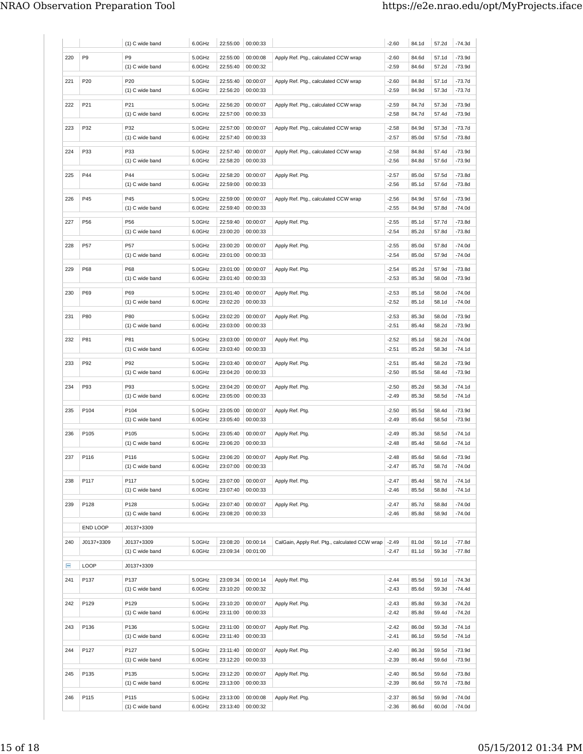| | | | | | | | | | | |
|---|---|---|---|---|---|---|---|---|---|---|
| | | (1) C wide band | 6.0GHz | 22:55:00 | 00:00:33 | | -2.60 | 84.1d | 57.2d | -74.3d |
| 220 | P9 | P9 | 5.0GHz | 22:55:00 | 00:00:08 | Apply Ref. Ptg., calculated CCW wrap | -2.60 | 84.6d | 57.1d | -73.9d |
| | | (1) C wide band | 6.0GHz | 22:55:40 | 00:00:32 | | -2.59 | 84.6d | 57.2d | -73.9d |
| 221 | P20 | P20 | 5.0GHz | 22:55:40 | 00:00:07 | Apply Ref. Ptg., calculated CCW wrap | -2.60 | 84.8d | 57.1d | -73.7d |
| | | (1) C wide band | 6.0GHz | 22:56:20 | 00:00:33 | | -2.59 | 84.9d | 57.3d | -73.7d |
| 222 | P21 | P21 | 5.0GHz | 22:56:20 | 00:00:07 | Apply Ref. Ptg., calculated CCW wrap | -2.59 | 84.7d | 57.3d | -73.9d |
| | | (1) C wide band | 6.0GHz | 22:57:00 | 00:00:33 | | -2.58 | 84.7d | 57.4d | -73.9d |
| 223 | P32 | P32 | 5.0GHz | 22:57:00 | 00:00:07 | Apply Ref. Ptg., calculated CCW wrap | -2.58 | 84.9d | 57.3d | -73.7d |
| | | (1) C wide band | 6.0GHz | 22:57:40 | 00:00:33 | | -2.57 | 85.0d | 57.5d | -73.8d |
| 224 | P33 | P33 | 5.0GHz | 22:57:40 | 00:00:07 | Apply Ref. Ptg., calculated CCW wrap | -2.58 | 84.8d | 57.4d | -73.9d |
| | | (1) C wide band | 6.0GHz | 22:58:20 | 00:00:33 | | -2.56 | 84.8d | 57.6d | -73.9d |
| 225 | P44 | P44 | 5.0GHz | 22:58:20 | 00:00:07 | Apply Ref. Ptg. | -2.57 | 85.0d | 57.5d | -73.8d |
| | | (1) C wide band | 6.0GHz | 22:59:00 | 00:00:33 | | -2.56 | 85.1d | 57.6d | -73.8d |
| 226 | P45 | P45 | 5.0GHz | 22:59:00 | 00:00:07 | Apply Ref. Ptg., calculated CCW wrap | -2.56 | 84.9d | 57.6d | -73.9d |
| | | (1) C wide band | 6.0GHz | 22:59:40 | 00:00:33 | | -2.55 | 84.9d | 57.8d | -74.0d |
| 227 | P56 | P56 | 5.0GHz | 22:59:40 | 00:00:07 | Apply Ref. Ptg. | -2.55 | 85.1d | 57.7d | -73.8d |
| | | (1) C wide band | 6.0GHz | 23:00:20 | 00:00:33 | | -2.54 | 85.2d | 57.8d | -73.8d |
| 228 | P57 | P57 | 5.0GHz | 23:00:20 | 00:00:07 | Apply Ref. Ptg. | -2.55 | 85.0d | 57.8d | -74.0d |
| | | (1) C wide band | 6.0GHz | 23:01:00 | 00:00:33 | | -2.54 | 85.0d | 57.9d | -74.0d |
| 229 | P68 | P68 | 5.0GHz | 23:01:00 | 00:00:07 | Apply Ref. Ptg. | -2.54 | 85.2d | 57.9d | -73.8d |
| | | (1) C wide band | 6.0GHz | 23:01:40 | 00:00:33 | | -2.53 | 85.3d | 58.0d | -73.9d |
| 230 | P69 | P69 | 5.0GHz | 23:01:40 | 00:00:07 | Apply Ref. Ptg. | -2.53 | 85.1d | 58.0d | -74.0d |
| | | (1) C wide band | 6.0GHz | 23:02:20 | 00:00:33 | | -2.52 | 85.1d | 58.1d | -74.0d |
| 231 | P80 | P80 | 5.0GHz | 23:02:20 | 00:00:07 | Apply Ref. Ptg. | -2.53 | 85.3d | 58.0d | -73.9d |
| | | (1) C wide band | 6.0GHz | 23:03:00 | 00:00:33 | | -2.51 | 85.4d | 58.2d | -73.9d |
| 232 | P81 | P81 | 5.0GHz | 23:03:00 | 00:00:07 | Apply Ref. Ptg. | -2.52 | 85.1d | 58.2d | -74.0d |
| | | (1) C wide band | 6.0GHz | 23:03:40 | 00:00:33 | | -2.51 | 85.2d | 58.3d | -74.1d |
| 233 | P92 | P92 | 5.0GHz | 23:03:40 | 00:00:07 | Apply Ref. Ptg. | -2.51 | 85.4d | 58.2d | -73.9d |
| | | (1) C wide band | 6.0GHz | 23:04:20 | 00:00:33 | | -2.50 | 85.5d | 58.4d | -73.9d |
| 234 | P93 | P93 | 5.0GHz | 23:04:20 | 00:00:07 | Apply Ref. Ptg. | -2.50 | 85.2d | 58.3d | -74.1d |
| | | (1) C wide band | 6.0GHz | 23:05:00 | 00:00:33 | | -2.49 | 85.3d | 58.5d | -74.1d |
| 235 | P104 | P104 | 5.0GHz | 23:05:00 | 00:00:07 | Apply Ref. Ptg. | -2.50 | 85.5d | 58.4d | -73.9d |
| | | (1) C wide band | 6.0GHz | 23:05:40 | 00:00:33 | | -2.49 | 85.6d | 58.5d | -73.9d |
| 236 | P105 | P105 | 5.0GHz | 23:05:40 | 00:00:07 | Apply Ref. Ptg. | -2.49 | 85.3d | 58.5d | -74.1d |
| | | (1) C wide band | 6.0GHz | 23:06:20 | 00:00:33 | | -2.48 | 85.4d | 58.6d | -74.1d |
| 237 | P116 | P116 | 5.0GHz | 23:06:20 | 00:00:07 | Apply Ref. Ptg. | -2.48 | 85.6d | 58.6d | -73.9d |
| | | (1) C wide band | 6.0GHz | 23:07:00 | 00:00:33 | | -2.47 | 85.7d | 58.7d | -74.0d |
| 238 | P117 | P117 | 5.0GHz | 23:07:00 | 00:00:07 | Apply Ref. Ptg. | -2.47 | 85.4d | 58.7d | -74.1d |
| | | (1) C wide band | 6.0GHz | 23:07:40 | 00:00:33 | | -2.46 | 85.5d | 58.8d | -74.1d |
| 239 | P128 | P128 | 5.0GHz | 23:07:40 | 00:00:07 | Apply Ref. Ptg. | -2.47 | 85.7d | 58.8d | -74.0d |
| | | (1) C wide band | 6.0GHz | 23:08:20 | 00:00:33 | | -2.46 | 85.8d | 58.9d | -74.0d |
| | END LOOP | J0137+3309 | | | | | | | | |
| 240 | J0137+3309 | J0137+3309 | 5.0GHz | 23:08:20 | 00:00:14 | CalGain, Apply Ref. Ptg., calculated CCW wrap | -2.49 | 81.0d | 59.1d | -77.8d |
| | | (1) C wide band | 6.0GHz | 23:09:34 | 00:01:00 | | -2.47 | 81.1d | 59.3d | -77.8d |
| | LOOP | J0137+3309 | | | | | | | | |
| 241 | P137 | P137 | 5.0GHz | 23:09:34 | 00:00:14 | Apply Ref. Ptg. | -2.44 | 85.5d | 59.1d | -74.3d |
| | | (1) C wide band | 6.0GHz | 23:10:20 | 00:00:32 | | -2.43 | 85.6d | 59.3d | -74.4d |
| 242 | P129 | P129 | 5.0GHz | 23:10:20 | 00:00:07 | Apply Ref. Ptg. | -2.43 | 85.8d | 59.3d | -74.2d |
| | | (1) C wide band | 6.0GHz | 23:11:00 | 00:00:33 | | -2.42 | 85.8d | 59.4d | -74.2d |
| 243 | P136 | P136 | 5.0GHz | 23:11:00 | 00:00:07 | Apply Ref. Ptg. | -2.42 | 86.0d | 59.3d | -74.1d |
| | | (1) C wide band | 6.0GHz | 23:11:40 | 00:00:33 | | -2.41 | 86.1d | 59.5d | -74.1d |
| 244 | P127 | P127 | 5.0GHz | 23:11:40 | 00:00:07 | Apply Ref. Ptg. | -2.40 | 86.3d | 59.5d | -73.9d |
| | | (1) C wide band | 6.0GHz | 23:12:20 | 00:00:33 | | -2.39 | 86.4d | 59.6d | -73.9d |
| 245 | P135 | P135 | 5.0GHz | 23:12:20 | 00:00:07 | Apply Ref. Ptg. | -2.40 | 86.5d | 59.6d | -73.8d |
| | | (1) C wide band | 6.0GHz | 23:13:00 | 00:00:33 | | -2.39 | 86.6d | 59.7d | -73.8d |
| 246 | P115 | P115 | 5.0GHz | 23:13:00 | 00:00:08 | Apply Ref. Ptg. | -2.37 | 86.5d | 59.9d | -74.0d |
| | | (1) C wide band | 6.0GHz | 23:13:40 | 00:00:32 | | -2.36 | 86.6d | 60.0d | -74.0d |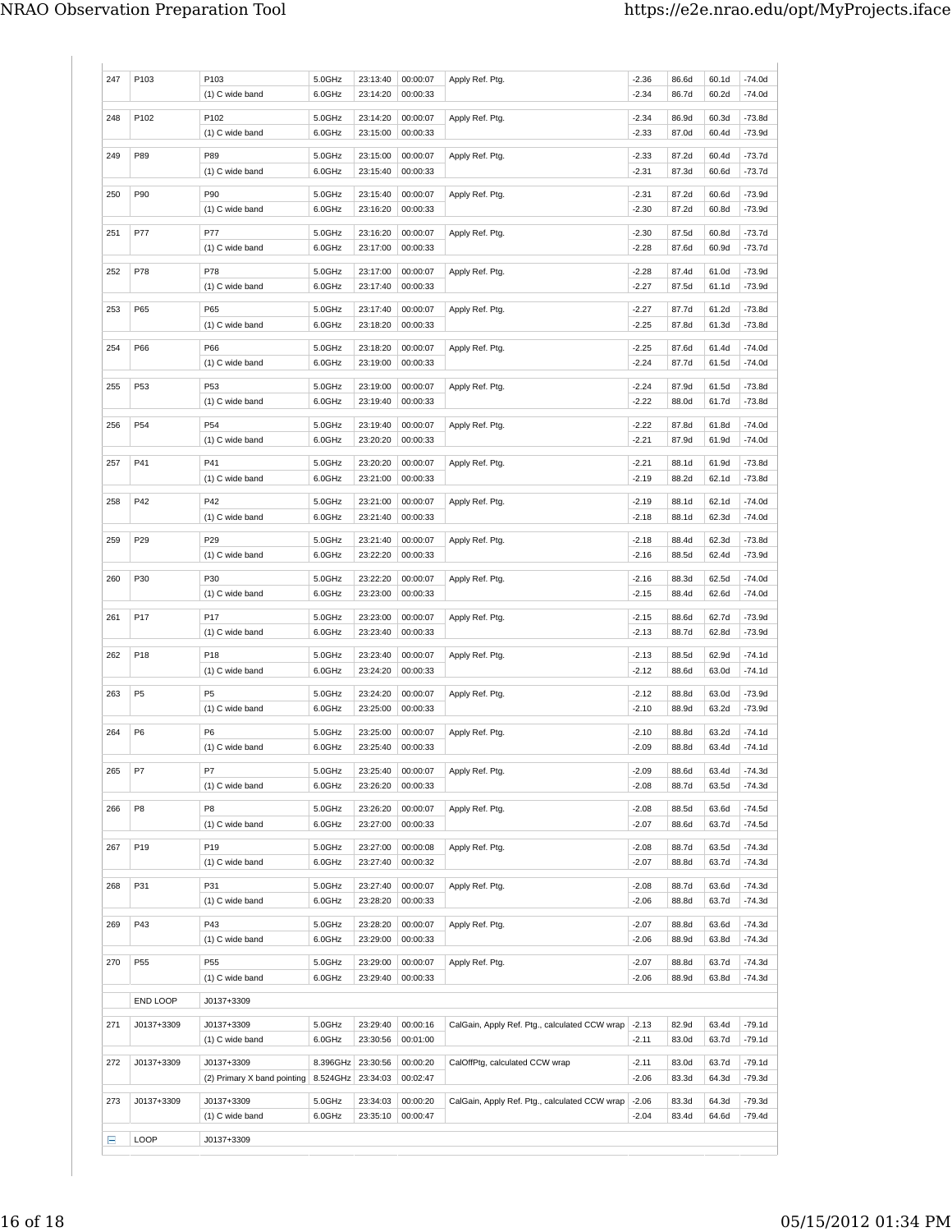| | | | | | | | | | | |
|---|---|---|---|---|---|---|---|---|---|---|
| 247 | P103 | P103 | 5.0GHz | 23:13:40 | 00:00:07 | Apply Ref. Ptg. | -2.36 | 86.6d | 60.1d | -74.0d |
| | | (1) C wide band | 6.0GHz | 23:14:20 | 00:00:33 | | -2.34 | 86.7d | 60.2d | -74.0d |
| 248 | P102 | P102 | 5.0GHz | 23:14:20 | 00:00:07 | Apply Ref. Ptg. | -2.34 | 86.9d | 60.3d | -73.8d |
| | | (1) C wide band | 6.0GHz | 23:15:00 | 00:00:33 | | -2.33 | 87.0d | 60.4d | -73.9d |
| 249 | P89 | P89 | 5.0GHz | 23:15:00 | 00:00:07 | Apply Ref. Ptg. | -2.33 | 87.2d | 60.4d | -73.7d |
| | | (1) C wide band | 6.0GHz | 23:15:40 | 00:00:33 | | -2.31 | 87.3d | 60.6d | -73.7d |
| 250 | P90 | P90 | 5.0GHz | 23:15:40 | 00:00:07 | Apply Ref. Ptg. | -2.31 | 87.2d | 60.6d | -73.9d |
| | | (1) C wide band | 6.0GHz | 23:16:20 | 00:00:33 | | -2.30 | 87.2d | 60.8d | -73.9d |
| 251 | P77 | P77 | 5.0GHz | 23:16:20 | 00:00:07 | Apply Ref. Ptg. | -2.30 | 87.5d | 60.8d | -73.7d |
| | | (1) C wide band | 6.0GHz | 23:17:00 | 00:00:33 | | -2.28 | 87.6d | 60.9d | -73.7d |
| 252 | P78 | P78 | 5.0GHz | 23:17:00 | 00:00:07 | Apply Ref. Ptg. | -2.28 | 87.4d | 61.0d | -73.9d |
| | | (1) C wide band | 6.0GHz | 23:17:40 | 00:00:33 | | -2.27 | 87.5d | 61.1d | -73.9d |
| 253 | P65 | P65 | 5.0GHz | 23:17:40 | 00:00:07 | Apply Ref. Ptg. | -2.27 | 87.7d | 61.2d | -73.8d |
| | | (1) C wide band | 6.0GHz | 23:18:20 | 00:00:33 | | -2.25 | 87.8d | 61.3d | -73.8d |
| 254 | P66 | P66 | 5.0GHz | 23:18:20 | 00:00:07 | Apply Ref. Ptg. | -2.25 | 87.6d | 61.4d | -74.0d |
| | | (1) C wide band | 6.0GHz | 23:19:00 | 00:00:33 | | -2.24 | 87.7d | 61.5d | -74.0d |
| 255 | P53 | P53 | 5.0GHz | 23:19:00 | 00:00:07 | Apply Ref. Ptg. | -2.24 | 87.9d | 61.5d | -73.8d |
| | | (1) C wide band | 6.0GHz | 23:19:40 | 00:00:33 | | -2.22 | 88.0d | 61.7d | -73.8d |
| 256 | P54 | P54 | 5.0GHz | 23:19:40 | 00:00:07 | Apply Ref. Ptg. | -2.22 | 87.8d | 61.8d | -74.0d |
| | | (1) C wide band | 6.0GHz | 23:20:20 | 00:00:33 | | -2.21 | 87.9d | 61.9d | -74.0d |
| 257 | P41 | P41 | 5.0GHz | 23:20:20 | 00:00:07 | Apply Ref. Ptg. | -2.21 | 88.1d | 61.9d | -73.8d |
| | | (1) C wide band | 6.0GHz | 23:21:00 | 00:00:33 | | -2.19 | 88.2d | 62.1d | -73.8d |
| 258 | P42 | P42 | 5.0GHz | 23:21:00 | 00:00:07 | Apply Ref. Ptg. | -2.19 | 88.1d | 62.1d | -74.0d |
| | | (1) C wide band | 6.0GHz | 23:21:40 | 00:00:33 | | -2.18 | 88.1d | 62.3d | -74.0d |
| 259 | P29 | P29 | 5.0GHz | 23:21:40 | 00:00:07 | Apply Ref. Ptg. | -2.18 | 88.4d | 62.3d | -73.8d |
| | | (1) C wide band | 6.0GHz | 23:22:20 | 00:00:33 | | -2.16 | 88.5d | 62.4d | -73.9d |
| 260 | P30 | P30 | 5.0GHz | 23:22:20 | 00:00:07 | Apply Ref. Ptg. | -2.16 | 88.3d | 62.5d | -74.0d |
| | | (1) C wide band | 6.0GHz | 23:23:00 | 00:00:33 | | -2.15 | 88.4d | 62.6d | -74.0d |
| 261 | P17 | P17 | 5.0GHz | 23:23:00 | 00:00:07 | Apply Ref. Ptg. | -2.15 | 88.6d | 62.7d | -73.9d |
| | | (1) C wide band | 6.0GHz | 23:23:40 | 00:00:33 | | -2.13 | 88.7d | 62.8d | -73.9d |
| 262 | P18 | P18 | 5.0GHz | 23:23:40 | 00:00:07 | Apply Ref. Ptg. | -2.13 | 88.5d | 62.9d | -74.1d |
| | | (1) C wide band | 6.0GHz | 23:24:20 | 00:00:33 | | -2.12 | 88.6d | 63.0d | -74.1d |
| 263 | P5 | P5 | 5.0GHz | 23:24:20 | 00:00:07 | Apply Ref. Ptg. | -2.12 | 88.8d | 63.0d | -73.9d |
| | | (1) C wide band | 6.0GHz | 23:25:00 | 00:00:33 | | -2.10 | 88.9d | 63.2d | -73.9d |
| 264 | P6 | P6 | 5.0GHz | 23:25:00 | 00:00:07 | Apply Ref. Ptg. | -2.10 | 88.8d | 63.2d | -74.1d |
| | | (1) C wide band | 6.0GHz | 23:25:40 | 00:00:33 | | -2.09 | 88.8d | 63.4d | -74.1d |
| 265 | P7 | P7 | 5.0GHz | 23:25:40 | 00:00:07 | Apply Ref. Ptg. | -2.09 | 88.6d | 63.4d | -74.3d |
| | | (1) C wide band | 6.0GHz | 23:26:20 | 00:00:33 | | -2.08 | 88.7d | 63.5d | -74.3d |
| 266 | P8 | P8 | 5.0GHz | 23:26:20 | 00:00:07 | Apply Ref. Ptg. | -2.08 | 88.5d | 63.6d | -74.5d |
| | | (1) C wide band | 6.0GHz | 23:27:00 | 00:00:33 | | -2.07 | 88.6d | 63.7d | -74.5d |
| 267 | P19 | P19 | 5.0GHz | 23:27:00 | 00:00:08 | Apply Ref. Ptg. | -2.08 | 88.7d | 63.5d | -74.3d |
| | | (1) C wide band | 6.0GHz | 23:27:40 | 00:00:32 | | -2.07 | 88.8d | 63.7d | -74.3d |
| 268 | P31 | P31 | 5.0GHz | 23:27:40 | 00:00:07 | Apply Ref. Ptg. | -2.08 | 88.7d | 63.6d | -74.3d |
| | | (1) C wide band | 6.0GHz | 23:28:20 | 00:00:33 | | -2.06 | 88.8d | 63.7d | -74.3d |
| 269 | P43 | P43 | 5.0GHz | 23:28:20 | 00:00:07 | Apply Ref. Ptg. | -2.07 | 88.8d | 63.6d | -74.3d |
| | | (1) C wide band | 6.0GHz | 23:29:00 | 00:00:33 | | -2.06 | 88.9d | 63.8d | -74.3d |
| 270 | P55 | P55 | 5.0GHz | 23:29:00 | 00:00:07 | Apply Ref. Ptg. | -2.07 | 88.8d | 63.7d | -74.3d |
| | | (1) C wide band | 6.0GHz | 23:29:40 | 00:00:33 | | -2.06 | 88.9d | 63.8d | -74.3d |
| | END LOOP | J0137+3309 | | | | | | | | |
| 271 | J0137+3309 | J0137+3309 | 5.0GHz | 23:29:40 | 00:00:16 | CalGain, Apply Ref. Ptg., calculated CCW wrap | -2.13 | 82.9d | 63.4d | -79.1d |
| | | (1) C wide band | 6.0GHz | 23:30:56 | 00:01:00 | | -2.11 | 83.0d | 63.7d | -79.1d |
| 272 | J0137+3309 | J0137+3309 | 8.396GHz | 23:30:56 | 00:00:20 | CalOffPtg, calculated CCW wrap | -2.11 | 83.0d | 63.7d | -79.1d |
| | | (2) Primary X band pointing | 8.524GHz | 23:34:03 | 00:02:47 | | -2.06 | 83.3d | 64.3d | -79.3d |
| 273 | J0137+3309 | J0137+3309 | 5.0GHz | 23:34:03 | 00:00:20 | CalGain, Apply Ref. Ptg., calculated CCW wrap | -2.06 | 83.3d | 64.3d | -79.3d |
| | | (1) C wide band | 6.0GHz | 23:35:10 | 00:00:47 | | -2.04 | 83.4d | 64.6d | -79.4d |
| ⊟ | LOOP | J0137+3309 | | | | | | | | |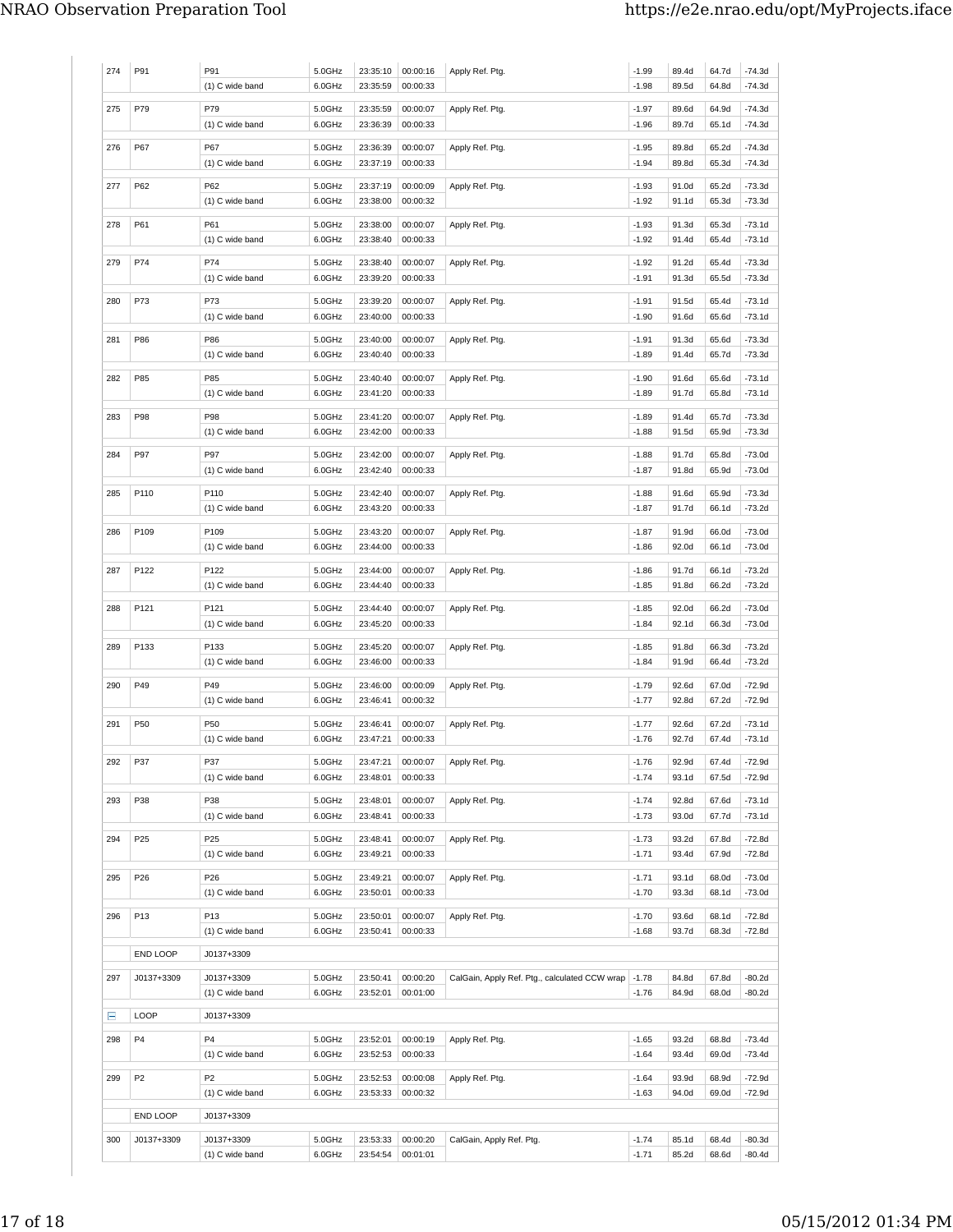| # | Source | Name | Freq | Time | Duration | Notes | HA | Az | El | PA |
|---|---|---|---|---|---|---|---|---|---|---|
| 274 | P91 | P91 | 5.0GHz | 23:35:10 | 00:00:16 | Apply Ref. Ptg. | -1.99 | 89.4d | 64.7d | -74.3d |
| | | (1) C wide band | 6.0GHz | 23:35:59 | 00:00:33 | | -1.98 | 89.5d | 64.8d | -74.3d |
| 275 | P79 | P79 | 5.0GHz | 23:35:59 | 00:00:07 | Apply Ref. Ptg. | -1.97 | 89.6d | 64.9d | -74.3d |
| | | (1) C wide band | 6.0GHz | 23:36:39 | 00:00:33 | | -1.96 | 89.7d | 65.1d | -74.3d |
| 276 | P67 | P67 | 5.0GHz | 23:36:39 | 00:00:07 | Apply Ref. Ptg. | -1.95 | 89.8d | 65.2d | -74.3d |
| | | (1) C wide band | 6.0GHz | 23:37:19 | 00:00:33 | | -1.94 | 89.8d | 65.3d | -74.3d |
| 277 | P62 | P62 | 5.0GHz | 23:37:19 | 00:00:09 | Apply Ref. Ptg. | -1.93 | 91.0d | 65.2d | -73.3d |
| | | (1) C wide band | 6.0GHz | 23:38:00 | 00:00:32 | | -1.92 | 91.1d | 65.3d | -73.3d |
| 278 | P61 | P61 | 5.0GHz | 23:38:00 | 00:00:07 | Apply Ref. Ptg. | -1.93 | 91.3d | 65.3d | -73.1d |
| | | (1) C wide band | 6.0GHz | 23:38:40 | 00:00:33 | | -1.92 | 91.4d | 65.4d | -73.1d |
| 279 | P74 | P74 | 5.0GHz | 23:38:40 | 00:00:07 | Apply Ref. Ptg. | -1.92 | 91.2d | 65.4d | -73.3d |
| | | (1) C wide band | 6.0GHz | 23:39:20 | 00:00:33 | | -1.91 | 91.3d | 65.5d | -73.3d |
| 280 | P73 | P73 | 5.0GHz | 23:39:20 | 00:00:07 | Apply Ref. Ptg. | -1.91 | 91.5d | 65.4d | -73.1d |
| | | (1) C wide band | 6.0GHz | 23:40:00 | 00:00:33 | | -1.90 | 91.6d | 65.6d | -73.1d |
| 281 | P86 | P86 | 5.0GHz | 23:40:00 | 00:00:07 | Apply Ref. Ptg. | -1.91 | 91.3d | 65.6d | -73.3d |
| | | (1) C wide band | 6.0GHz | 23:40:40 | 00:00:33 | | -1.89 | 91.4d | 65.7d | -73.3d |
| 282 | P85 | P85 | 5.0GHz | 23:40:40 | 00:00:07 | Apply Ref. Ptg. | -1.90 | 91.6d | 65.6d | -73.1d |
| | | (1) C wide band | 6.0GHz | 23:41:20 | 00:00:33 | | -1.89 | 91.7d | 65.8d | -73.1d |
| 283 | P98 | P98 | 5.0GHz | 23:41:20 | 00:00:07 | Apply Ref. Ptg. | -1.89 | 91.4d | 65.7d | -73.3d |
| | | (1) C wide band | 6.0GHz | 23:42:00 | 00:00:33 | | -1.88 | 91.5d | 65.9d | -73.3d |
| 284 | P97 | P97 | 5.0GHz | 23:42:00 | 00:00:07 | Apply Ref. Ptg. | -1.88 | 91.7d | 65.8d | -73.0d |
| | | (1) C wide band | 6.0GHz | 23:42:40 | 00:00:33 | | -1.87 | 91.8d | 65.9d | -73.0d |
| 285 | P110 | P110 | 5.0GHz | 23:42:40 | 00:00:07 | Apply Ref. Ptg. | -1.88 | 91.6d | 65.9d | -73.3d |
| | | (1) C wide band | 6.0GHz | 23:43:20 | 00:00:33 | | -1.87 | 91.7d | 66.1d | -73.2d |
| 286 | P109 | P109 | 5.0GHz | 23:43:20 | 00:00:07 | Apply Ref. Ptg. | -1.87 | 91.9d | 66.0d | -73.0d |
| | | (1) C wide band | 6.0GHz | 23:44:00 | 00:00:33 | | -1.86 | 92.0d | 66.1d | -73.0d |
| 287 | P122 | P122 | 5.0GHz | 23:44:00 | 00:00:07 | Apply Ref. Ptg. | -1.86 | 91.7d | 66.1d | -73.2d |
| | | (1) C wide band | 6.0GHz | 23:44:40 | 00:00:33 | | -1.85 | 91.8d | 66.2d | -73.2d |
| 288 | P121 | P121 | 5.0GHz | 23:44:40 | 00:00:07 | Apply Ref. Ptg. | -1.85 | 92.0d | 66.2d | -73.0d |
| | | (1) C wide band | 6.0GHz | 23:45:20 | 00:00:33 | | -1.84 | 92.1d | 66.3d | -73.0d |
| 289 | P133 | P133 | 5.0GHz | 23:45:20 | 00:00:07 | Apply Ref. Ptg. | -1.85 | 91.8d | 66.3d | -73.2d |
| | | (1) C wide band | 6.0GHz | 23:46:00 | 00:00:33 | | -1.84 | 91.9d | 66.4d | -73.2d |
| 290 | P49 | P49 | 5.0GHz | 23:46:00 | 00:00:09 | Apply Ref. Ptg. | -1.79 | 92.6d | 67.0d | -72.9d |
| | | (1) C wide band | 6.0GHz | 23:46:41 | 00:00:32 | | -1.77 | 92.8d | 67.2d | -72.9d |
| 291 | P50 | P50 | 5.0GHz | 23:46:41 | 00:00:07 | Apply Ref. Ptg. | -1.77 | 92.6d | 67.2d | -73.1d |
| | | (1) C wide band | 6.0GHz | 23:47:21 | 00:00:33 | | -1.76 | 92.7d | 67.4d | -73.1d |
| 292 | P37 | P37 | 5.0GHz | 23:47:21 | 00:00:07 | Apply Ref. Ptg. | -1.76 | 92.9d | 67.4d | -72.9d |
| | | (1) C wide band | 6.0GHz | 23:48:01 | 00:00:33 | | -1.74 | 93.1d | 67.5d | -72.9d |
| 293 | P38 | P38 | 5.0GHz | 23:48:01 | 00:00:07 | Apply Ref. Ptg. | -1.74 | 92.8d | 67.6d | -73.1d |
| | | (1) C wide band | 6.0GHz | 23:48:41 | 00:00:33 | | -1.73 | 93.0d | 67.7d | -73.1d |
| 294 | P25 | P25 | 5.0GHz | 23:48:41 | 00:00:07 | Apply Ref. Ptg. | -1.73 | 93.2d | 67.8d | -72.8d |
| | | (1) C wide band | 6.0GHz | 23:49:21 | 00:00:33 | | -1.71 | 93.4d | 67.9d | -72.8d |
| 295 | P26 | P26 | 5.0GHz | 23:49:21 | 00:00:07 | Apply Ref. Ptg. | -1.71 | 93.1d | 68.0d | -73.0d |
| | | (1) C wide band | 6.0GHz | 23:50:01 | 00:00:33 | | -1.70 | 93.3d | 68.1d | -73.0d |
| 296 | P13 | P13 | 5.0GHz | 23:50:01 | 00:00:07 | Apply Ref. Ptg. | -1.70 | 93.6d | 68.1d | -72.8d |
| | | (1) C wide band | 6.0GHz | 23:50:41 | 00:00:33 | | -1.68 | 93.7d | 68.3d | -72.8d |
| | END LOOP | J0137+3309 | | | | | | | | |
| 297 | J0137+3309 | J0137+3309 | 5.0GHz | 23:50:41 | 00:00:20 | CalGain, Apply Ref. Ptg., calculated CCW wrap | -1.78 | 84.8d | 67.8d | -80.2d |
| | | (1) C wide band | 6.0GHz | 23:52:01 | 00:01:00 | | -1.76 | 84.9d | 68.0d | -80.2d |
| ⊟ | LOOP | J0137+3309 | | | | | | | | |
| 298 | P4 | P4 | 5.0GHz | 23:52:01 | 00:00:19 | Apply Ref. Ptg. | -1.65 | 93.2d | 68.8d | -73.4d |
| | | (1) C wide band | 6.0GHz | 23:52:53 | 00:00:33 | | -1.64 | 93.4d | 69.0d | -73.4d |
| 299 | P2 | P2 | 5.0GHz | 23:52:53 | 00:00:08 | Apply Ref. Ptg. | -1.64 | 93.9d | 68.9d | -72.9d |
| | | (1) C wide band | 6.0GHz | 23:53:33 | 00:00:32 | | -1.63 | 94.0d | 69.0d | -72.9d |
| | END LOOP | J0137+3309 | | | | | | | | |
| 300 | J0137+3309 | J0137+3309 | 5.0GHz | 23:53:33 | 00:00:20 | CalGain, Apply Ref. Ptg. | -1.74 | 85.1d | 68.4d | -80.3d |
| | | (1) C wide band | 6.0GHz | 23:54:54 | 00:01:01 | | -1.71 | 85.2d | 68.6d | -80.4d |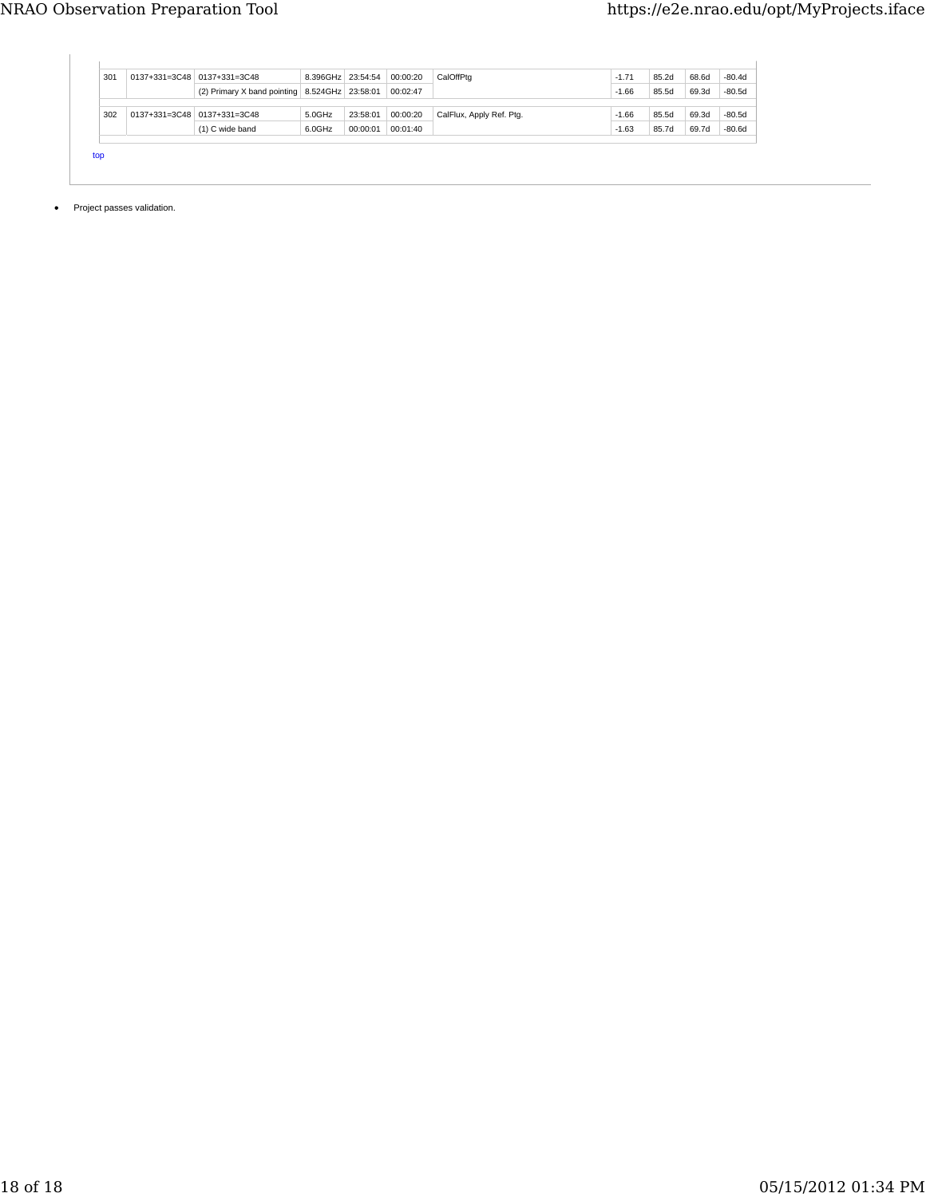| | | | | | | | | | | |
|---|---|---|---|---|---|---|---|---|---|---|
| 301 | 0137+331=3C48 | 0137+331=3C48 | 8.396GHz | 23:54:54 | 00:00:20 | CalOffPtg | -1.71 | 85.2d | 68.6d | -80.4d |
| | | (2) Primary X band pointing | 8.524GHz | 23:58:01 | 00:02:47 | | -1.66 | 85.5d | 69.3d | -80.5d |
| 302 | 0137+331=3C48 | 0137+331=3C48 | 5.0GHz | 23:58:01 | 00:00:20 | CalFlux, Apply Ref. Ptg. | -1.66 | 85.5d | 69.3d | -80.5d |
| | | (1) C wide band | 6.0GHz | 00:00:01 | 00:01:40 | | -1.63 | 85.7d | 69.7d | -80.6d |

top

- Project passes validation.